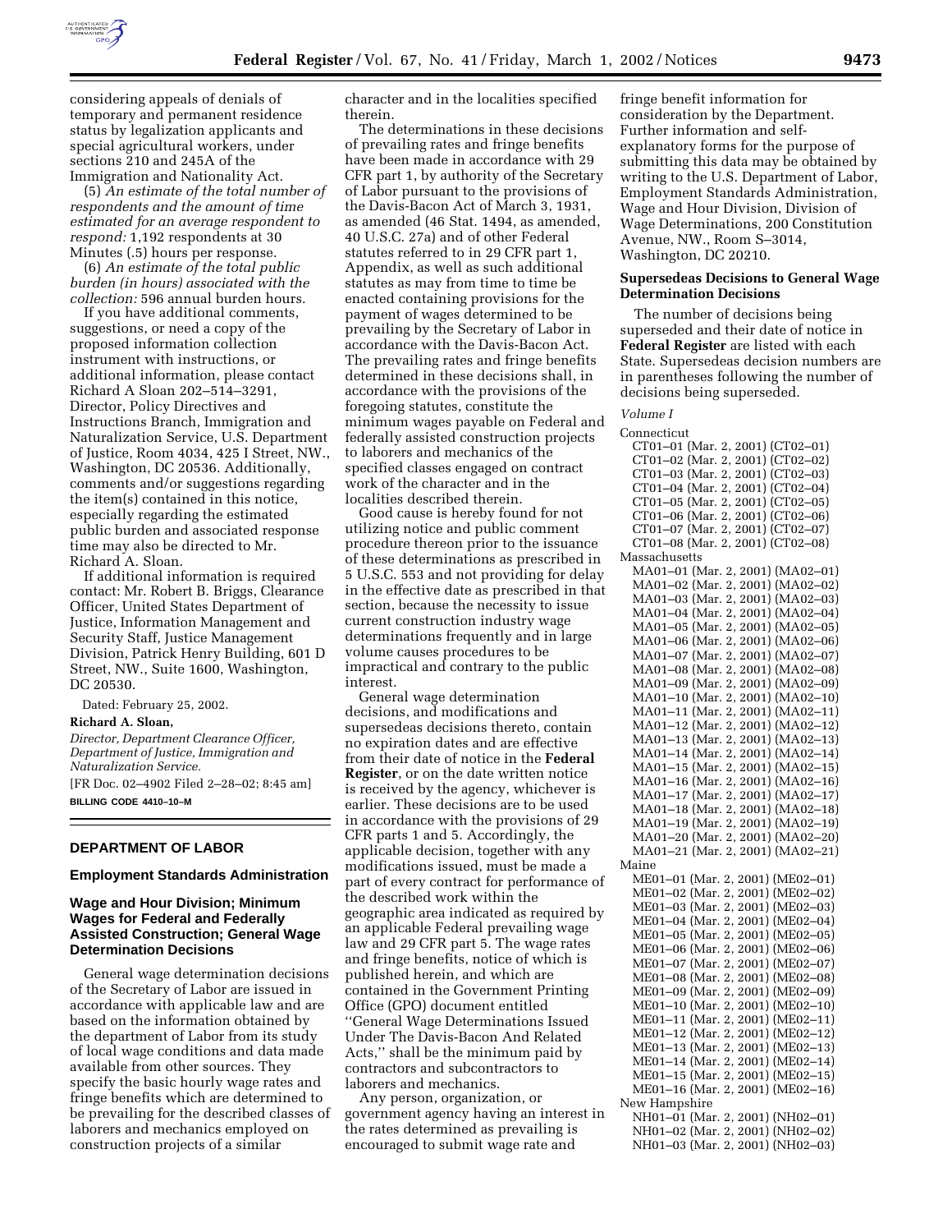considering appeals of denials of temporary and permanent residence status by legalization applicants and special agricultural workers, under sections 210 and 245A of the Immigration and Nationality Act.

(5) *An estimate of the total number of respondents and the amount of time estimated for an average respondent to respond:* 1,192 respondents at 30 Minutes (.5) hours per response.

(6) *An estimate of the total public burden (in hours) associated with the collection:* 596 annual burden hours.

If you have additional comments, suggestions, or need a copy of the proposed information collection instrument with instructions, or additional information, please contact Richard A Sloan 202–514–3291, Director, Policy Directives and Instructions Branch, Immigration and Naturalization Service, U.S. Department of Justice, Room 4034, 425 I Street, NW., Washington, DC 20536. Additionally, comments and/or suggestions regarding the item(s) contained in this notice, especially regarding the estimated public burden and associated response time may also be directed to Mr. Richard A. Sloan.

If additional information is required contact: Mr. Robert B. Briggs, Clearance Officer, United States Department of Justice, Information Management and Security Staff, Justice Management Division, Patrick Henry Building, 601 D Street, NW., Suite 1600, Washington, DC 20530.

Dated: February 25, 2002.

**Richard A. Sloan,**

*Director, Department Clearance Officer, Department of Justice, Immigration and Naturalization Service.*

[FR Doc. 02–4902 Filed 2–28–02; 8:45 am]

**BILLING CODE 4410–10–M**

## DEPARTMENT OF LABOR

### Employment Standards Administration

### Wage and Hour Division; Minimum Wages for Federal and Federally Assisted Construction; General Wage Determination Decisions

General wage determination decisions of the Secretary of Labor are issued in accordance with applicable law and are based on the information obtained by the department of Labor from its study of local wage conditions and data made available from other sources. They specify the basic hourly wage rates and fringe benefits which are determined to be prevailing for the described classes of laborers and mechanics employed on construction projects of a similar character and in the localities specified therein.

The determinations in these decisions of prevailing rates and fringe benefits have been made in accordance with 29 CFR part 1, by authority of the Secretary of Labor pursuant to the provisions of the Davis-Bacon Act of March 3, 1931, as amended (46 Stat. 1494, as amended, 40 U.S.C. 27a) and of other Federal statutes referred to in 29 CFR part 1, Appendix, as well as such additional statutes as may from time to time be enacted containing provisions for the payment of wages determined to be prevailing by the Secretary of Labor in accordance with the Davis-Bacon Act. The prevailing rates and fringe benefits determined in these decisions shall, in accordance with the provisions of the foregoing statutes, constitute the minimum wages payable on Federal and federally assisted construction projects to laborers and mechanics of the specified classes engaged on contract work of the character and in the localities described therein.

Good cause is hereby found for not utilizing notice and public comment procedure thereon prior to the issuance of these determinations as prescribed in 5 U.S.C. 553 and not providing for delay in the effective date as prescribed in that section, because the necessity to issue current construction industry wage determinations frequently and in large volume causes procedures to be impractical and contrary to the public interest.

General wage determination decisions, and modifications and supersedeas decisions thereto, contain no expiration dates and are effective from their date of notice in the **Federal Register**, or on the date written notice is received by the agency, whichever is earlier. These decisions are to be used in accordance with the provisions of 29 CFR parts 1 and 5. Accordingly, the applicable decision, together with any modifications issued, must be made a part of every contract for performance of the described work within the geographic area indicated as required by an applicable Federal prevailing wage law and 29 CFR part 5. The wage rates and fringe benefits, notice of which is published herein, and which are contained in the Government Printing Office (GPO) document entitled ''General Wage Determinations Issued Under The Davis-Bacon And Related Acts,'' shall be the minimum paid by contractors and subcontractors to laborers and mechanics.

Any person, organization, or government agency having an interest in the rates determined as prevailing is encouraged to submit wage rate and fringe benefit information for consideration by the Department. Further information and self-explanatory forms for the purpose of submitting this data may be obtained by writing to the U.S. Department of Labor, Employment Standards Administration, Wage and Hour Division, Division of Wage Determinations, 200 Constitution Avenue, NW., Room S–3014, Washington, DC 20210.

**Supersedeas Decisions to General Wage Determination Decisions**

The number of decisions being superseded and their date of notice in **Federal Register** are listed with each State. Supersedeas decision numbers are in parentheses following the number of decisions being superseded.

*Volume I*

Connecticut
- CT01–01 (Mar. 2, 2001) (CT02–01)
- CT01–02 (Mar. 2, 2001) (CT02–02)
- CT01–03 (Mar. 2, 2001) (CT02–03)
- CT01–04 (Mar. 2, 2001) (CT02–04)
- CT01–05 (Mar. 2, 2001) (CT02–05)
- CT01–06 (Mar. 2, 2001) (CT02–06)
- CT01–07 (Mar. 2, 2001) (CT02–07)
- CT01–08 (Mar. 2, 2001) (CT02–08)

Massachusetts
- MA01–01 (Mar. 2, 2001) (MA02–01)
- MA01–02 (Mar. 2, 2001) (MA02–02)
- MA01–03 (Mar. 2, 2001) (MA02–03)
- MA01–04 (Mar. 2, 2001) (MA02–04)
- MA01–05 (Mar. 2, 2001) (MA02–05)
- MA01–06 (Mar. 2, 2001) (MA02–06)
- MA01–07 (Mar. 2, 2001) (MA02–07)
- MA01–08 (Mar. 2, 2001) (MA02–08)
- MA01–09 (Mar. 2, 2001) (MA02–09)
- MA01–10 (Mar. 2, 2001) (MA02–10)
- MA01–11 (Mar. 2, 2001) (MA02–11)
- MA01–12 (Mar. 2, 2001) (MA02–12)
- MA01–13 (Mar. 2, 2001) (MA02–13)
- MA01–14 (Mar. 2, 2001) (MA02–14)
- MA01–15 (Mar. 2, 2001) (MA02–15)
- MA01–16 (Mar. 2, 2001) (MA02–16)
- MA01–17 (Mar. 2, 2001) (MA02–17)
- MA01–18 (Mar. 2, 2001) (MA02–18)
- MA01–19 (Mar. 2, 2001) (MA02–19)
- MA01–20 (Mar. 2, 2001) (MA02–20)
- MA01–21 (Mar. 2, 2001) (MA02–21)

Maine
- ME01–01 (Mar. 2, 2001) (ME02–01)
- ME01–02 (Mar. 2, 2001) (ME02–02)
- ME01–03 (Mar. 2, 2001) (ME02–03)
- ME01–04 (Mar. 2, 2001) (ME02–04)
- ME01–05 (Mar. 2, 2001) (ME02–05)
- ME01–06 (Mar. 2, 2001) (ME02–06)
- ME01–07 (Mar. 2, 2001) (ME02–07)
- ME01–08 (Mar. 2, 2001) (ME02–08)
- ME01–09 (Mar. 2, 2001) (ME02–09)
- ME01–10 (Mar. 2, 2001) (ME02–10)
- ME01–11 (Mar. 2, 2001) (ME02–11)
- ME01–12 (Mar. 2, 2001) (ME02–12)
- ME01–13 (Mar. 2, 2001) (ME02–13)
- ME01–14 (Mar. 2, 2001) (ME02–14)
- ME01–15 (Mar. 2, 2001) (ME02–15)
- ME01–16 (Mar. 2, 2001) (ME02–16)

New Hampshire
- NH01–01 (Mar. 2, 2001) (NH02–01)
- NH01–02 (Mar. 2, 2001) (NH02–02)
- NH01–03 (Mar. 2, 2001) (NH02–03)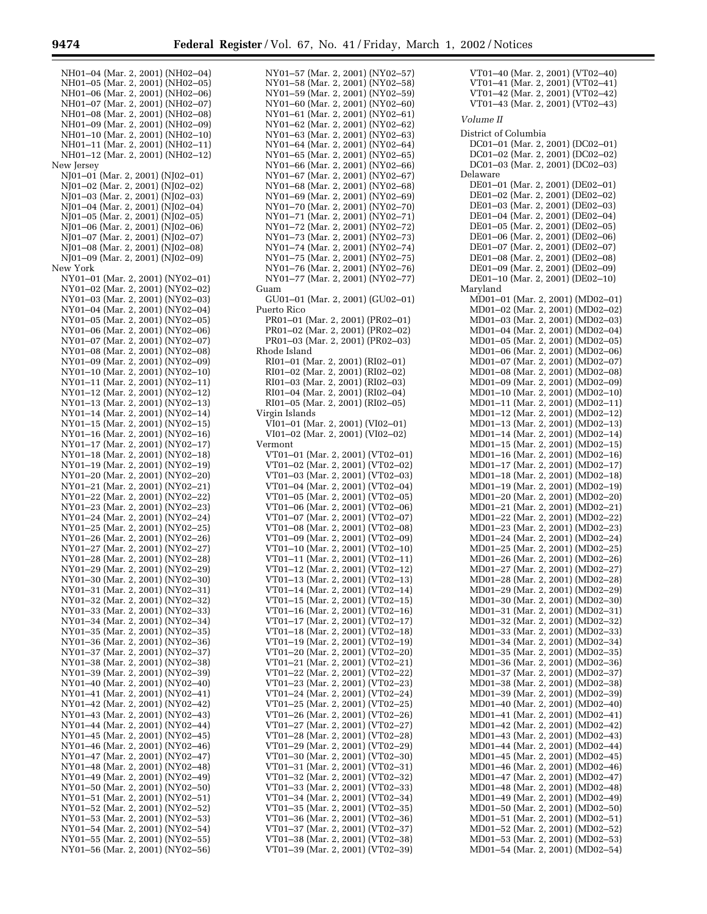NH01–04 (Mar. 2, 2001) (NH02–04)
NH01–05 (Mar. 2, 2001) (NH02–05)
NH01–06 (Mar. 2, 2001) (NH02–06)
NH01–07 (Mar. 2, 2001) (NH02–07)
NH01–08 (Mar. 2, 2001) (NH02–08)
NH01–09 (Mar. 2, 2001) (NH02–09)
NH01–10 (Mar. 2, 2001) (NH02–10)
NH01–11 (Mar. 2, 2001) (NH02–11)
NH01–12 (Mar. 2, 2001) (NH02–12)

New Jersey
NJ01–01 (Mar. 2, 2001) (NJ02–01)
NJ01–02 (Mar. 2, 2001) (NJ02–02)
NJ01–03 (Mar. 2, 2001) (NJ02–03)
NJ01–04 (Mar. 2, 2001) (NJ02–04)
NJ01–05 (Mar. 2, 2001) (NJ02–05)
NJ01–06 (Mar. 2, 2001) (NJ02–06)
NJ01–07 (Mar. 2, 2001) (NJ02–07)
NJ01–08 (Mar. 2, 2001) (NJ02–08)
NJ01–09 (Mar. 2, 2001) (NJ02–09)

New York
NY01–01 (Mar. 2, 2001) (NY02–01)
NY01–02 (Mar. 2, 2001) (NY02–02)
NY01–03 (Mar. 2, 2001) (NY02–03)
NY01–04 (Mar. 2, 2001) (NY02–04)
NY01–05 (Mar. 2, 2001) (NY02–05)
NY01–06 (Mar. 2, 2001) (NY02–06)
NY01–07 (Mar. 2, 2001) (NY02–07)
NY01–08 (Mar. 2, 2001) (NY02–08)
NY01–09 (Mar. 2, 2001) (NY02–09)
NY01–10 (Mar. 2, 2001) (NY02–10)
NY01–11 (Mar. 2, 2001) (NY02–11)
NY01–12 (Mar. 2, 2001) (NY02–12)
NY01–13 (Mar. 2, 2001) (NY02–13)
NY01–14 (Mar. 2, 2001) (NY02–14)
NY01–15 (Mar. 2, 2001) (NY02–15)
NY01–16 (Mar. 2, 2001) (NY02–16)
NY01–17 (Mar. 2, 2001) (NY02–17)
NY01–18 (Mar. 2, 2001) (NY02–18)
NY01–19 (Mar. 2, 2001) (NY02–19)
NY01–20 (Mar. 2, 2001) (NY02–20)
NY01–21 (Mar. 2, 2001) (NY02–21)
NY01–22 (Mar. 2, 2001) (NY02–22)
NY01–23 (Mar. 2, 2001) (NY02–23)
NY01–24 (Mar. 2, 2001) (NY02–24)
NY01–25 (Mar. 2, 2001) (NY02–25)
NY01–26 (Mar. 2, 2001) (NY02–26)
NY01–27 (Mar. 2, 2001) (NY02–27)
NY01–28 (Mar. 2, 2001) (NY02–28)
NY01–29 (Mar. 2, 2001) (NY02–29)
NY01–30 (Mar. 2, 2001) (NY02–30)
NY01–31 (Mar. 2, 2001) (NY02–31)
NY01–32 (Mar. 2, 2001) (NY02–32)
NY01–33 (Mar. 2, 2001) (NY02–33)
NY01–34 (Mar. 2, 2001) (NY02–34)
NY01–35 (Mar. 2, 2001) (NY02–35)
NY01–36 (Mar. 2, 2001) (NY02–36)
NY01–37 (Mar. 2, 2001) (NY02–37)
NY01–38 (Mar. 2, 2001) (NY02–38)
NY01–39 (Mar. 2, 2001) (NY02–39)
NY01–40 (Mar. 2, 2001) (NY02–40)
NY01–41 (Mar. 2, 2001) (NY02–41)
NY01–42 (Mar. 2, 2001) (NY02–42)
NY01–43 (Mar. 2, 2001) (NY02–43)
NY01–44 (Mar. 2, 2001) (NY02–44)
NY01–45 (Mar. 2, 2001) (NY02–45)
NY01–46 (Mar. 2, 2001) (NY02–46)
NY01–47 (Mar. 2, 2001) (NY02–47)
NY01–48 (Mar. 2, 2001) (NY02–48)
NY01–49 (Mar. 2, 2001) (NY02–49)
NY01–50 (Mar. 2, 2001) (NY02–50)
NY01–51 (Mar. 2, 2001) (NY02–51)
NY01–52 (Mar. 2, 2001) (NY02–52)
NY01–53 (Mar. 2, 2001) (NY02–53)
NY01–54 (Mar. 2, 2001) (NY02–54)
NY01–55 (Mar. 2, 2001) (NY02–55)
NY01–56 (Mar. 2, 2001) (NY02–56)
NY01–57 (Mar. 2, 2001) (NY02–57)
NY01–58 (Mar. 2, 2001) (NY02–58)
NY01–59 (Mar. 2, 2001) (NY02–59)
NY01–60 (Mar. 2, 2001) (NY02–60)
NY01–61 (Mar. 2, 2001) (NY02–61)
NY01–62 (Mar. 2, 2001) (NY02–62)
NY01–63 (Mar. 2, 2001) (NY02–63)
NY01–64 (Mar. 2, 2001) (NY02–64)
NY01–65 (Mar. 2, 2001) (NY02–65)
NY01–66 (Mar. 2, 2001) (NY02–66)
NY01–67 (Mar. 2, 2001) (NY02–67)
NY01–68 (Mar. 2, 2001) (NY02–68)
NY01–69 (Mar. 2, 2001) (NY02–69)
NY01–70 (Mar. 2, 2001) (NY02–70)
NY01–71 (Mar. 2, 2001) (NY02–71)
NY01–72 (Mar. 2, 2001) (NY02–72)
NY01–73 (Mar. 2, 2001) (NY02–73)
NY01–74 (Mar. 2, 2001) (NY02–74)
NY01–75 (Mar. 2, 2001) (NY02–75)
NY01–76 (Mar. 2, 2001) (NY02–76)
NY01–77 (Mar. 2, 2001) (NY02–77)

Guam
GU01–01 (Mar. 2, 2001) (GU02–01)

Puerto Rico
PR01–01 (Mar. 2, 2001) (PR02–01)
PR01–02 (Mar. 2, 2001) (PR02–02)
PR01–03 (Mar. 2, 2001) (PR02–03)

Rhode Island
RI01–01 (Mar. 2, 2001) (RI02–01)
RI01–02 (Mar. 2, 2001) (RI02–02)
RI01–03 (Mar. 2, 2001) (RI02–03)
RI01–04 (Mar. 2, 2001) (RI02–04)
RI01–05 (Mar. 2, 2001) (RI02–05)

Virgin Islands
VI01–01 (Mar. 2, 2001) (VI02–01)
VI01–02 (Mar. 2, 2001) (VI02–02)

Vermont
VT01–01 (Mar. 2, 2001) (VT02–01)
VT01–02 (Mar. 2, 2001) (VT02–02)
VT01–03 (Mar. 2, 2001) (VT02–03)
VT01–04 (Mar. 2, 2001) (VT02–04)
VT01–05 (Mar. 2, 2001) (VT02–05)
VT01–06 (Mar. 2, 2001) (VT02–06)
VT01–07 (Mar. 2, 2001) (VT02–07)
VT01–08 (Mar. 2, 2001) (VT02–08)
VT01–09 (Mar. 2, 2001) (VT02–09)
VT01–10 (Mar. 2, 2001) (VT02–10)
VT01–11 (Mar. 2, 2001) (VT02–11)
VT01–12 (Mar. 2, 2001) (VT02–12)
VT01–13 (Mar. 2, 2001) (VT02–13)
VT01–14 (Mar. 2, 2001) (VT02–14)
VT01–15 (Mar. 2, 2001) (VT02–15)
VT01–16 (Mar. 2, 2001) (VT02–16)
VT01–17 (Mar. 2, 2001) (VT02–17)
VT01–18 (Mar. 2, 2001) (VT02–18)
VT01–19 (Mar. 2, 2001) (VT02–19)
VT01–20 (Mar. 2, 2001) (VT02–20)
VT01–21 (Mar. 2, 2001) (VT02–21)
VT01–22 (Mar. 2, 2001) (VT02–22)
VT01–23 (Mar. 2, 2001) (VT02–23)
VT01–24 (Mar. 2, 2001) (VT02–24)
VT01–25 (Mar. 2, 2001) (VT02–25)
VT01–26 (Mar. 2, 2001) (VT02–26)
VT01–27 (Mar. 2, 2001) (VT02–27)
VT01–28 (Mar. 2, 2001) (VT02–28)
VT01–29 (Mar. 2, 2001) (VT02–29)
VT01–30 (Mar. 2, 2001) (VT02–30)
VT01–31 (Mar. 2, 2001) (VT02–31)
VT01–32 (Mar. 2, 2001) (VT02–32)
VT01–33 (Mar. 2, 2001) (VT02–33)
VT01–34 (Mar. 2, 2001) (VT02–34)
VT01–35 (Mar. 2, 2001) (VT02–35)
VT01–36 (Mar. 2, 2001) (VT02–36)
VT01–37 (Mar. 2, 2001) (VT02–37)
VT01–38 (Mar. 2, 2001) (VT02–38)
VT01–39 (Mar. 2, 2001) (VT02–39)
VT01–40 (Mar. 2, 2001) (VT02–40)
VT01–41 (Mar. 2, 2001) (VT02–41)
VT01–42 (Mar. 2, 2001) (VT02–42)
VT01–43 (Mar. 2, 2001) (VT02–43)

*Volume II*

District of Columbia
DC01–01 (Mar. 2, 2001) (DC02–01)
DC01–02 (Mar. 2, 2001) (DC02–02)
DC01–03 (Mar. 2, 2001) (DC02–03)

Delaware
DE01–01 (Mar. 2, 2001) (DE02–01)
DE01–02 (Mar. 2, 2001) (DE02–02)
DE01–03 (Mar. 2, 2001) (DE02–03)
DE01–04 (Mar. 2, 2001) (DE02–04)
DE01–05 (Mar. 2, 2001) (DE02–05)
DE01–06 (Mar. 2, 2001) (DE02–06)
DE01–07 (Mar. 2, 2001) (DE02–07)
DE01–08 (Mar. 2, 2001) (DE02–08)
DE01–09 (Mar. 2, 2001) (DE02–09)
DE01–10 (Mar. 2, 2001) (DE02–10)

Maryland
MD01–01 (Mar. 2, 2001) (MD02–01)
MD01–02 (Mar. 2, 2001) (MD02–02)
MD01–03 (Mar. 2, 2001) (MD02–03)
MD01–04 (Mar. 2, 2001) (MD02–04)
MD01–05 (Mar. 2, 2001) (MD02–05)
MD01–06 (Mar. 2, 2001) (MD02–06)
MD01–07 (Mar. 2, 2001) (MD02–07)
MD01–08 (Mar. 2, 2001) (MD02–08)
MD01–09 (Mar. 2, 2001) (MD02–09)
MD01–10 (Mar. 2, 2001) (MD02–10)
MD01–11 (Mar. 2, 2001) (MD02–11)
MD01–12 (Mar. 2, 2001) (MD02–12)
MD01–13 (Mar. 2, 2001) (MD02–13)
MD01–14 (Mar. 2, 2001) (MD02–14)
MD01–15 (Mar. 2, 2001) (MD02–15)
MD01–16 (Mar. 2, 2001) (MD02–16)
MD01–17 (Mar. 2, 2001) (MD02–17)
MD01–18 (Mar. 2, 2001) (MD02–18)
MD01–19 (Mar. 2, 2001) (MD02–19)
MD01–20 (Mar. 2, 2001) (MD02–20)
MD01–21 (Mar. 2, 2001) (MD02–21)
MD01–22 (Mar. 2, 2001) (MD02–22)
MD01–23 (Mar. 2, 2001) (MD02–23)
MD01–24 (Mar. 2, 2001) (MD02–24)
MD01–25 (Mar. 2, 2001) (MD02–25)
MD01–26 (Mar. 2, 2001) (MD02–26)
MD01–27 (Mar. 2, 2001) (MD02–27)
MD01–28 (Mar. 2, 2001) (MD02–28)
MD01–29 (Mar. 2, 2001) (MD02–29)
MD01–30 (Mar. 2, 2001) (MD02–30)
MD01–31 (Mar. 2, 2001) (MD02–31)
MD01–32 (Mar. 2, 2001) (MD02–32)
MD01–33 (Mar. 2, 2001) (MD02–33)
MD01–34 (Mar. 2, 2001) (MD02–34)
MD01–35 (Mar. 2, 2001) (MD02–35)
MD01–36 (Mar. 2, 2001) (MD02–36)
MD01–37 (Mar. 2, 2001) (MD02–37)
MD01–38 (Mar. 2, 2001) (MD02–38)
MD01–39 (Mar. 2, 2001) (MD02–39)
MD01–40 (Mar. 2, 2001) (MD02–40)
MD01–41 (Mar. 2, 2001) (MD02–41)
MD01–42 (Mar. 2, 2001) (MD02–42)
MD01–43 (Mar. 2, 2001) (MD02–43)
MD01–44 (Mar. 2, 2001) (MD02–44)
MD01–45 (Mar. 2, 2001) (MD02–45)
MD01–46 (Mar. 2, 2001) (MD02–46)
MD01–47 (Mar. 2, 2001) (MD02–47)
MD01–48 (Mar. 2, 2001) (MD02–48)
MD01–49 (Mar. 2, 2001) (MD02–49)
MD01–50 (Mar. 2, 2001) (MD02–50)
MD01–51 (Mar. 2, 2001) (MD02–51)
MD01–52 (Mar. 2, 2001) (MD02–52)
MD01–53 (Mar. 2, 2001) (MD02–53)
MD01–54 (Mar. 2, 2001) (MD02–54)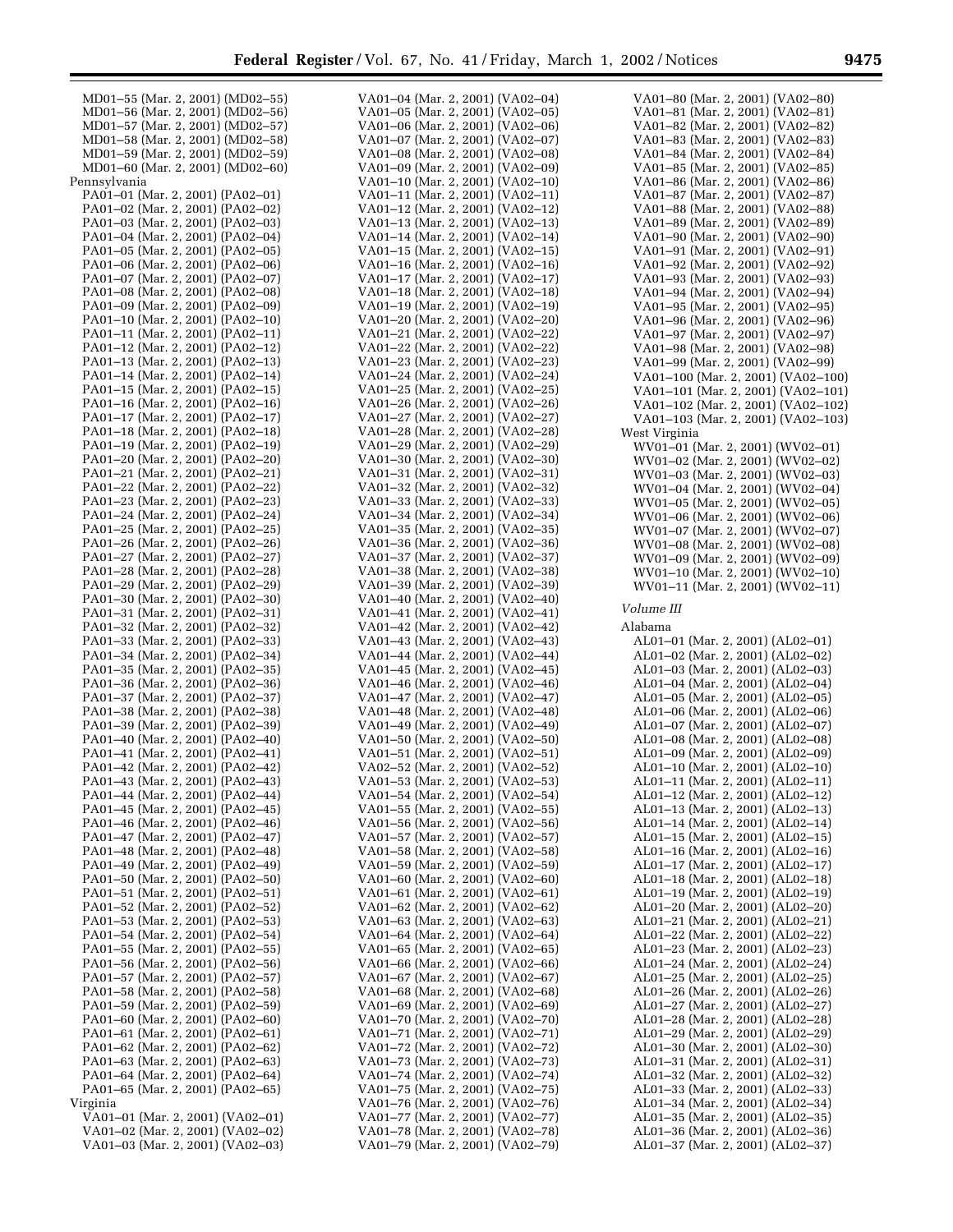MD01–55 (Mar. 2, 2001) (MD02–55)
MD01–56 (Mar. 2, 2001) (MD02–56)
MD01–57 (Mar. 2, 2001) (MD02–57)
MD01–58 (Mar. 2, 2001) (MD02–58)
MD01–59 (Mar. 2, 2001) (MD02–59)
MD01–60 (Mar. 2, 2001) (MD02–60)

Pennsylvania
PA01–01 (Mar. 2, 2001) (PA02–01)
PA01–02 (Mar. 2, 2001) (PA02–02)
PA01–03 (Mar. 2, 2001) (PA02–03)
PA01–04 (Mar. 2, 2001) (PA02–04)
PA01–05 (Mar. 2, 2001) (PA02–05)
PA01–06 (Mar. 2, 2001) (PA02–06)
PA01–07 (Mar. 2, 2001) (PA02–07)
PA01–08 (Mar. 2, 2001) (PA02–08)
PA01–09 (Mar. 2, 2001) (PA02–09)
PA01–10 (Mar. 2, 2001) (PA02–10)
PA01–11 (Mar. 2, 2001) (PA02–11)
PA01–12 (Mar. 2, 2001) (PA02–12)
PA01–13 (Mar. 2, 2001) (PA02–13)
PA01–14 (Mar. 2, 2001) (PA02–14)
PA01–15 (Mar. 2, 2001) (PA02–15)
PA01–16 (Mar. 2, 2001) (PA02–16)
PA01–17 (Mar. 2, 2001) (PA02–17)
PA01–18 (Mar. 2, 2001) (PA02–18)
PA01–19 (Mar. 2, 2001) (PA02–19)
PA01–20 (Mar. 2, 2001) (PA02–20)
PA01–21 (Mar. 2, 2001) (PA02–21)
PA01–22 (Mar. 2, 2001) (PA02–22)
PA01–23 (Mar. 2, 2001) (PA02–23)
PA01–24 (Mar. 2, 2001) (PA02–24)
PA01–25 (Mar. 2, 2001) (PA02–25)
PA01–26 (Mar. 2, 2001) (PA02–26)
PA01–27 (Mar. 2, 2001) (PA02–27)
PA01–28 (Mar. 2, 2001) (PA02–28)
PA01–29 (Mar. 2, 2001) (PA02–29)
PA01–30 (Mar. 2, 2001) (PA02–30)
PA01–31 (Mar. 2, 2001) (PA02–31)
PA01–32 (Mar. 2, 2001) (PA02–32)
PA01–33 (Mar. 2, 2001) (PA02–33)
PA01–34 (Mar. 2, 2001) (PA02–34)
PA01–35 (Mar. 2, 2001) (PA02–35)
PA01–36 (Mar. 2, 2001) (PA02–36)
PA01–37 (Mar. 2, 2001) (PA02–37)
PA01–38 (Mar. 2, 2001) (PA02–38)
PA01–39 (Mar. 2, 2001) (PA02–39)
PA01–40 (Mar. 2, 2001) (PA02–40)
PA01–41 (Mar. 2, 2001) (PA02–41)
PA01–42 (Mar. 2, 2001) (PA02–42)
PA01–43 (Mar. 2, 2001) (PA02–43)
PA01–44 (Mar. 2, 2001) (PA02–44)
PA01–45 (Mar. 2, 2001) (PA02–45)
PA01–46 (Mar. 2, 2001) (PA02–46)
PA01–47 (Mar. 2, 2001) (PA02–47)
PA01–48 (Mar. 2, 2001) (PA02–48)
PA01–49 (Mar. 2, 2001) (PA02–49)
PA01–50 (Mar. 2, 2001) (PA02–50)
PA01–51 (Mar. 2, 2001) (PA02–51)
PA01–52 (Mar. 2, 2001) (PA02–52)
PA01–53 (Mar. 2, 2001) (PA02–53)
PA01–54 (Mar. 2, 2001) (PA02–54)
PA01–55 (Mar. 2, 2001) (PA02–55)
PA01–56 (Mar. 2, 2001) (PA02–56)
PA01–57 (Mar. 2, 2001) (PA02–57)
PA01–58 (Mar. 2, 2001) (PA02–58)
PA01–59 (Mar. 2, 2001) (PA02–59)
PA01–60 (Mar. 2, 2001) (PA02–60)
PA01–61 (Mar. 2, 2001) (PA02–61)
PA01–62 (Mar. 2, 2001) (PA02–62)
PA01–63 (Mar. 2, 2001) (PA02–63)
PA01–64 (Mar. 2, 2001) (PA02–64)
PA01–65 (Mar. 2, 2001) (PA02–65)

Virginia
VA01–01 (Mar. 2, 2001) (VA02–01)
VA01–02 (Mar. 2, 2001) (VA02–02)
VA01–03 (Mar. 2, 2001) (VA02–03)
VA01–04 (Mar. 2, 2001) (VA02–04)
VA01–05 (Mar. 2, 2001) (VA02–05)
VA01–06 (Mar. 2, 2001) (VA02–06)
VA01–07 (Mar. 2, 2001) (VA02–07)
VA01–08 (Mar. 2, 2001) (VA02–08)
VA01–09 (Mar. 2, 2001) (VA02–09)
VA01–10 (Mar. 2, 2001) (VA02–10)
VA01–11 (Mar. 2, 2001) (VA02–11)
VA01–12 (Mar. 2, 2001) (VA02–12)
VA01–13 (Mar. 2, 2001) (VA02–13)
VA01–14 (Mar. 2, 2001) (VA02–14)
VA01–15 (Mar. 2, 2001) (VA02–15)
VA01–16 (Mar. 2, 2001) (VA02–16)
VA01–17 (Mar. 2, 2001) (VA02–17)
VA01–18 (Mar. 2, 2001) (VA02–18)
VA01–19 (Mar. 2, 2001) (VA02–19)
VA01–20 (Mar. 2, 2001) (VA02–20)
VA01–21 (Mar. 2, 2001) (VA02–22)
VA01–22 (Mar. 2, 2001) (VA02–22)
VA01–23 (Mar. 2, 2001) (VA02–23)
VA01–24 (Mar. 2, 2001) (VA02–24)
VA01–25 (Mar. 2, 2001) (VA02–25)
VA01–26 (Mar. 2, 2001) (VA02–26)
VA01–27 (Mar. 2, 2001) (VA02–27)
VA01–28 (Mar. 2, 2001) (VA02–28)
VA01–29 (Mar. 2, 2001) (VA02–29)
VA01–30 (Mar. 2, 2001) (VA02–30)
VA01–31 (Mar. 2, 2001) (VA02–31)
VA01–32 (Mar. 2, 2001) (VA02–32)
VA01–33 (Mar. 2, 2001) (VA02–33)
VA01–34 (Mar. 2, 2001) (VA02–34)
VA01–35 (Mar. 2, 2001) (VA02–35)
VA01–36 (Mar. 2, 2001) (VA02–36)
VA01–37 (Mar. 2, 2001) (VA02–37)
VA01–38 (Mar. 2, 2001) (VA02–38)
VA01–39 (Mar. 2, 2001) (VA02–39)
VA01–40 (Mar. 2, 2001) (VA02–40)
VA01–41 (Mar. 2, 2001) (VA02–41)
VA01–42 (Mar. 2, 2001) (VA02–42)
VA01–43 (Mar. 2, 2001) (VA02–43)
VA01–44 (Mar. 2, 2001) (VA02–44)
VA01–45 (Mar. 2, 2001) (VA02–45)
VA01–46 (Mar. 2, 2001) (VA02–46)
VA01–47 (Mar. 2, 2001) (VA02–47)
VA01–48 (Mar. 2, 2001) (VA02–48)
VA01–49 (Mar. 2, 2001) (VA02–49)
VA01–50 (Mar. 2, 2001) (VA02–50)
VA01–51 (Mar. 2, 2001) (VA02–51)
VA02–52 (Mar. 2, 2001) (VA02–52)
VA01–53 (Mar. 2, 2001) (VA02–53)
VA01–54 (Mar. 2, 2001) (VA02–54)
VA01–55 (Mar. 2, 2001) (VA02–55)
VA01–56 (Mar. 2, 2001) (VA02–56)
VA01–57 (Mar. 2, 2001) (VA02–57)
VA01–58 (Mar. 2, 2001) (VA02–58)
VA01–59 (Mar. 2, 2001) (VA02–59)
VA01–60 (Mar. 2, 2001) (VA02–60)
VA01–61 (Mar. 2, 2001) (VA02–61)
VA01–62 (Mar. 2, 2001) (VA02–62)
VA01–63 (Mar. 2, 2001) (VA02–63)
VA01–64 (Mar. 2, 2001) (VA02–64)
VA01–65 (Mar. 2, 2001) (VA02–65)
VA01–66 (Mar. 2, 2001) (VA02–66)
VA01–67 (Mar. 2, 2001) (VA02–67)
VA01–68 (Mar. 2, 2001) (VA02–68)
VA01–69 (Mar. 2, 2001) (VA02–69)
VA01–70 (Mar. 2, 2001) (VA02–70)
VA01–71 (Mar. 2, 2001) (VA02–71)
VA01–72 (Mar. 2, 2001) (VA02–72)
VA01–73 (Mar. 2, 2001) (VA02–73)
VA01–74 (Mar. 2, 2001) (VA02–74)
VA01–75 (Mar. 2, 2001) (VA02–75)
VA01–76 (Mar. 2, 2001) (VA02–76)
VA01–77 (Mar. 2, 2001) (VA02–77)
VA01–78 (Mar. 2, 2001) (VA02–78)
VA01–79 (Mar. 2, 2001) (VA02–79)
VA01–80 (Mar. 2, 2001) (VA02–80)
VA01–81 (Mar. 2, 2001) (VA02–81)
VA01–82 (Mar. 2, 2001) (VA02–82)
VA01–83 (Mar. 2, 2001) (VA02–83)
VA01–84 (Mar. 2, 2001) (VA02–84)
VA01–85 (Mar. 2, 2001) (VA02–85)
VA01–86 (Mar. 2, 2001) (VA02–86)
VA01–87 (Mar. 2, 2001) (VA02–87)
VA01–88 (Mar. 2, 2001) (VA02–88)
VA01–89 (Mar. 2, 2001) (VA02–89)
VA01–90 (Mar. 2, 2001) (VA02–90)
VA01–91 (Mar. 2, 2001) (VA02–91)
VA01–92 (Mar. 2, 2001) (VA02–92)
VA01–93 (Mar. 2, 2001) (VA02–93)
VA01–94 (Mar. 2, 2001) (VA02–94)
VA01–95 (Mar. 2, 2001) (VA02–95)
VA01–96 (Mar. 2, 2001) (VA02–96)
VA01–97 (Mar. 2, 2001) (VA02–97)
VA01–98 (Mar. 2, 2001) (VA02–98)
VA01–99 (Mar. 2, 2001) (VA02–99)
VA01–100 (Mar. 2, 2001) (VA02–100)
VA01–101 (Mar. 2, 2001) (VA02–101)
VA01–102 (Mar. 2, 2001) (VA02–102)
VA01–103 (Mar. 2, 2001) (VA02–103)

West Virginia
WV01–01 (Mar. 2, 2001) (WV02–01)
WV01–02 (Mar. 2, 2001) (WV02–02)
WV01–03 (Mar. 2, 2001) (WV02–03)
WV01–04 (Mar. 2, 2001) (WV02–04)
WV01–05 (Mar. 2, 2001) (WV02–05)
WV01–06 (Mar. 2, 2001) (WV02–06)
WV01–07 (Mar. 2, 2001) (WV02–07)
WV01–08 (Mar. 2, 2001) (WV02–08)
WV01–09 (Mar. 2, 2001) (WV02–09)
WV01–10 (Mar. 2, 2001) (WV02–10)
WV01–11 (Mar. 2, 2001) (WV02–11)

*Volume III*

Alabama
AL01–01 (Mar. 2, 2001) (AL02–01)
AL01–02 (Mar. 2, 2001) (AL02–02)
AL01–03 (Mar. 2, 2001) (AL02–03)
AL01–04 (Mar. 2, 2001) (AL02–04)
AL01–05 (Mar. 2, 2001) (AL02–05)
AL01–06 (Mar. 2, 2001) (AL02–06)
AL01–07 (Mar. 2, 2001) (AL02–07)
AL01–08 (Mar. 2, 2001) (AL02–08)
AL01–09 (Mar. 2, 2001) (AL02–09)
AL01–10 (Mar. 2, 2001) (AL02–10)
AL01–11 (Mar. 2, 2001) (AL02–11)
AL01–12 (Mar. 2, 2001) (AL02–12)
AL01–13 (Mar. 2, 2001) (AL02–13)
AL01–14 (Mar. 2, 2001) (AL02–14)
AL01–15 (Mar. 2, 2001) (AL02–15)
AL01–16 (Mar. 2, 2001) (AL02–16)
AL01–17 (Mar. 2, 2001) (AL02–17)
AL01–18 (Mar. 2, 2001) (AL02–18)
AL01–19 (Mar. 2, 2001) (AL02–19)
AL01–20 (Mar. 2, 2001) (AL02–20)
AL01–21 (Mar. 2, 2001) (AL02–21)
AL01–22 (Mar. 2, 2001) (AL02–22)
AL01–23 (Mar. 2, 2001) (AL02–23)
AL01–24 (Mar. 2, 2001) (AL02–24)
AL01–25 (Mar. 2, 2001) (AL02–25)
AL01–26 (Mar. 2, 2001) (AL02–26)
AL01–27 (Mar. 2, 2001) (AL02–27)
AL01–28 (Mar. 2, 2001) (AL02–28)
AL01–29 (Mar. 2, 2001) (AL02–29)
AL01–30 (Mar. 2, 2001) (AL02–30)
AL01–31 (Mar. 2, 2001) (AL02–31)
AL01–32 (Mar. 2, 2001) (AL02–32)
AL01–33 (Mar. 2, 2001) (AL02–33)
AL01–34 (Mar. 2, 2001) (AL02–34)
AL01–35 (Mar. 2, 2001) (AL02–35)
AL01–36 (Mar. 2, 2001) (AL02–36)
AL01–37 (Mar. 2, 2001) (AL02–37)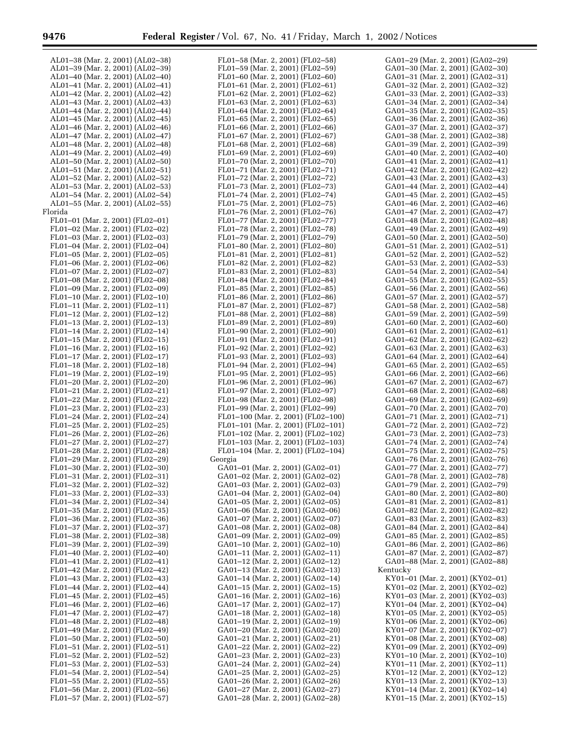AL01–38 (Mar. 2, 2001) (AL02–38)
AL01–39 (Mar. 2, 2001) (AL02–39)
AL01–40 (Mar. 2, 2001) (AL02–40)
AL01–41 (Mar. 2, 2001) (AL02–41)
AL01–42 (Mar. 2, 2001) (AL02–42)
AL01–43 (Mar. 2, 2001) (AL02–43)
AL01–44 (Mar. 2, 2001) (AL02–44)
AL01–45 (Mar. 2, 2001) (AL02–45)
AL01–46 (Mar. 2, 2001) (AL02–46)
AL01–47 (Mar. 2, 2001) (AL02–47)
AL01–48 (Mar. 2, 2001) (AL02–48)
AL01–49 (Mar. 2, 2001) (AL02–49)
AL01–50 (Mar. 2, 2001) (AL02–50)
AL01–51 (Mar. 2, 2001) (AL02–51)
AL01–52 (Mar. 2, 2001) (AL02–52)
AL01–53 (Mar. 2, 2001) (AL02–53)
AL01–54 (Mar. 2, 2001) (AL02–54)
AL01–55 (Mar. 2, 2001) (AL02–55)

Florida

FL01–01 (Mar. 2, 2001) (FL02–01)
FL01–02 (Mar. 2, 2001) (FL02–02)
FL01–03 (Mar. 2, 2001) (FL02–03)
FL01–04 (Mar. 2, 2001) (FL02–04)
FL01–05 (Mar. 2, 2001) (FL02–05)
FL01–06 (Mar. 2, 2001) (FL02–06)
FL01–07 (Mar. 2, 2001) (FL02–07)
FL01–08 (Mar. 2, 2001) (FL02–08)
FL01–09 (Mar. 2, 2001) (FL02–09)
FL01–10 (Mar. 2, 2001) (FL02–10)
FL01–11 (Mar. 2, 2001) (FL02–11)
FL01–12 (Mar. 2, 2001) (FL02–12)
FL01–13 (Mar. 2, 2001) (FL02–13)
FL01–14 (Mar. 2, 2001) (FL02–14)
FL01–15 (Mar. 2, 2001) (FL02–15)
FL01–16 (Mar. 2, 2001) (FL02–16)
FL01–17 (Mar. 2, 2001) (FL02–17)
FL01–18 (Mar. 2, 2001) (FL02–18)
FL01–19 (Mar. 2, 2001) (FL02–19)
FL01–20 (Mar. 2, 2001) (FL02–20)
FL01–21 (Mar. 2, 2001) (FL02–21)
FL01–22 (Mar. 2, 2001) (FL02–22)
FL01–23 (Mar. 2, 2001) (FL02–23)
FL01–24 (Mar. 2, 2001) (FL02–24)
FL01–25 (Mar. 2, 2001) (FL02–25)
FL01–26 (Mar. 2, 2001) (FL02–26)
FL01–27 (Mar. 2, 2001) (FL02–27)
FL01–28 (Mar. 2, 2001) (FL02–28)
FL01–29 (Mar. 2, 2001) (FL02–29)
FL01–30 (Mar. 2, 2001) (FL02–30)
FL01–31 (Mar. 2, 2001) (FL02–31)
FL01–32 (Mar. 2, 2001) (FL02–32)
FL01–33 (Mar. 2, 2001) (FL02–33)
FL01–34 (Mar. 2, 2001) (FL02–34)
FL01–35 (Mar. 2, 2001) (FL02–35)
FL01–36 (Mar. 2, 2001) (FL02–36)
FL01–37 (Mar. 2, 2001) (FL02–37)
FL01–38 (Mar. 2, 2001) (FL02–38)
FL01–39 (Mar. 2, 2001) (FL02–39)
FL01–40 (Mar. 2, 2001) (FL02–40)
FL01–41 (Mar. 2, 2001) (FL02–41)
FL01–42 (Mar. 2, 2001) (FL02–42)
FL01–43 (Mar. 2, 2001) (FL02–43)
FL01–44 (Mar. 2, 2001) (FL02–44)
FL01–45 (Mar. 2, 2001) (FL02–45)
FL01–46 (Mar. 2, 2001) (FL02–46)
FL01–47 (Mar. 2, 2001) (FL02–47)
FL01–48 (Mar. 2, 2001) (FL02–48)
FL01–49 (Mar. 2, 2001) (FL02–49)
FL01–50 (Mar. 2, 2001) (FL02–50)
FL01–51 (Mar. 2, 2001) (FL02–51)
FL01–52 (Mar. 2, 2001) (FL02–52)
FL01–53 (Mar. 2, 2001) (FL02–53)
FL01–54 (Mar. 2, 2001) (FL02–54)
FL01–55 (Mar. 2, 2001) (FL02–55)
FL01–56 (Mar. 2, 2001) (FL02–56)
FL01–57 (Mar. 2, 2001) (FL02–57)
FL01–58 (Mar. 2, 2001) (FL02–58)
FL01–59 (Mar. 2, 2001) (FL02–59)
FL01–60 (Mar. 2, 2001) (FL02–60)
FL01–61 (Mar. 2, 2001) (FL02–61)
FL01–62 (Mar. 2, 2001) (FL02–62)
FL01–63 (Mar. 2, 2001) (FL02–63)
FL01–64 (Mar. 2, 2001) (FL02–64)
FL01–65 (Mar. 2, 2001) (FL02–65)
FL01–66 (Mar. 2, 2001) (FL02–66)
FL01–67 (Mar. 2, 2001) (FL02–67)
FL01–68 (Mar. 2, 2001) (FL02–68)
FL01–69 (Mar. 2, 2001) (FL02–69)
FL01–70 (Mar. 2, 2001) (FL02–70)
FL01–71 (Mar. 2, 2001) (FL02–71)
FL01–72 (Mar. 2, 2001) (FL02–72)
FL01–73 (Mar. 2, 2001) (FL02–73)
FL01–74 (Mar. 2, 2001) (FL02–74)
FL01–75 (Mar. 2, 2001) (FL02–75)
FL01–76 (Mar. 2, 2001) (FL02–76)
FL01–77 (Mar. 2, 2001) (FL02–77)
FL01–78 (Mar. 2, 2001) (FL02–78)
FL01–79 (Mar. 2, 2001) (FL02–79)
FL01–80 (Mar. 2, 2001) (FL02–80)
FL01–81 (Mar. 2, 2001) (FL02–81)
FL01–82 (Mar. 2, 2001) (FL02–82)
FL01–83 (Mar. 2, 2001) (FL02–83)
FL01–84 (Mar. 2, 2001) (FL02–84)
FL01–85 (Mar. 2, 2001) (FL02–85)
FL01–86 (Mar. 2, 2001) (FL02–86)
FL01–87 (Mar. 2, 2001) (FL02–87)
FL01–88 (Mar. 2, 2001) (FL02–88)
FL01–89 (Mar. 2, 2001) (FL02–89)
FL01–90 (Mar. 2, 2001) (FL02–90)
FL01–91 (Mar. 2, 2001) (FL02–91)
FL01–92 (Mar. 2, 2001) (FL02–92)
FL01–93 (Mar. 2, 2001) (FL02–93)
FL01–94 (Mar. 2, 2001) (FL02–94)
FL01–95 (Mar. 2, 2001) (FL02–95)
FL01–96 (Mar. 2, 2001) (FL02–96)
FL01–97 (Mar. 2, 2001) (FL02–97)
FL01–98 (Mar. 2, 2001) (FL02–98)
FL01–99 (Mar. 2, 2001) (FL02–99)
FL01–100 (Mar. 2, 2001) (FL02–100)
FL01–101 (Mar. 2, 2001) (FL02–101)
FL01–102 (Mar. 2, 2001) (FL02–102)
FL01–103 (Mar. 2, 2001) (FL02–103)
FL01–104 (Mar. 2, 2001) (FL02–104)

Georgia

GA01–01 (Mar. 2, 2001) (GA02–01)
GA01–02 (Mar. 2, 2001) (GA02–02)
GA01–03 (Mar. 2, 2001) (GA02–03)
GA01–04 (Mar. 2, 2001) (GA02–04)
GA01–05 (Mar. 2, 2001) (GA02–05)
GA01–06 (Mar. 2, 2001) (GA02–06)
GA01–07 (Mar. 2, 2001) (GA02–07)
GA01–08 (Mar. 2, 2001) (GA02–08)
GA01–09 (Mar. 2, 2001) (GA02–09)
GA01–10 (Mar. 2, 2001) (GA02–10)
GA01–11 (Mar. 2, 2001) (GA02–11)
GA01–12 (Mar. 2, 2001) (GA02–12)
GA01–13 (Mar. 2, 2001) (GA02–13)
GA01–14 (Mar. 2, 2001) (GA02–14)
GA01–15 (Mar. 2, 2001) (GA02–15)
GA01–16 (Mar. 2, 2001) (GA02–16)
GA01–17 (Mar. 2, 2001) (GA02–17)
GA01–18 (Mar. 2, 2001) (GA02–18)
GA01–19 (Mar. 2, 2001) (GA02–19)
GA01–20 (Mar. 2, 2001) (GA02–20)
GA01–21 (Mar. 2, 2001) (GA02–21)
GA01–22 (Mar. 2, 2001) (GA02–22)
GA01–23 (Mar. 2, 2001) (GA02–23)
GA01–24 (Mar. 2, 2001) (GA02–24)
GA01–25 (Mar. 2, 2001) (GA02–25)
GA01–26 (Mar. 2, 2001) (GA02–26)
GA01–27 (Mar. 2, 2001) (GA02–27)
GA01–28 (Mar. 2, 2001) (GA02–28)
GA01–29 (Mar. 2, 2001) (GA02–29)
GA01–30 (Mar. 2, 2001) (GA02–30)
GA01–31 (Mar. 2, 2001) (GA02–31)
GA01–32 (Mar. 2, 2001) (GA02–32)
GA01–33 (Mar. 2, 2001) (GA02–33)
GA01–34 (Mar. 2, 2001) (GA02–34)
GA01–35 (Mar. 2, 2001) (GA02–35)
GA01–36 (Mar. 2, 2001) (GA02–36)
GA01–37 (Mar. 2, 2001) (GA02–37)
GA01–38 (Mar. 2, 2001) (GA02–38)
GA01–39 (Mar. 2, 2001) (GA02–39)
GA01–40 (Mar. 2, 2001) (GA02–40)
GA01–41 (Mar. 2, 2001) (GA02–41)
GA01–42 (Mar. 2, 2001) (GA02–42)
GA01–43 (Mar. 2, 2001) (GA02–43)
GA01–44 (Mar. 2, 2001) (GA02–44)
GA01–45 (Mar. 2, 2001) (GA02–45)
GA01–46 (Mar. 2, 2001) (GA02–46)
GA01–47 (Mar. 2, 2001) (GA02–47)
GA01–48 (Mar. 2, 2001) (GA02–48)
GA01–49 (Mar. 2, 2001) (GA02–49)
GA01–50 (Mar. 2, 2001) (GA02–50)
GA01–51 (Mar. 2, 2001) (GA02–51)
GA01–52 (Mar. 2, 2001) (GA02–52)
GA01–53 (Mar. 2, 2001) (GA02–53)
GA01–54 (Mar. 2, 2001) (GA02–54)
GA01–55 (Mar. 2, 2001) (GA02–55)
GA01–56 (Mar. 2, 2001) (GA02–56)
GA01–57 (Mar. 2, 2001) (GA02–57)
GA01–58 (Mar. 2, 2001) (GA02–58)
GA01–59 (Mar. 2, 2001) (GA02–59)
GA01–60 (Mar. 2, 2001) (GA02–60)
GA01–61 (Mar. 2, 2001) (GA02–61)
GA01–62 (Mar. 2, 2001) (GA02–62)
GA01–63 (Mar. 2, 2001) (GA02–63)
GA01–64 (Mar. 2, 2001) (GA02–64)
GA01–65 (Mar. 2, 2001) (GA02–65)
GA01–66 (Mar. 2, 2001) (GA02–66)
GA01–67 (Mar. 2, 2001) (GA02–67)
GA01–68 (Mar. 2, 2001) (GA02–68)
GA01–69 (Mar. 2, 2001) (GA02–69)
GA01–70 (Mar. 2, 2001) (GA02–70)
GA01–71 (Mar. 2, 2001) (GA02–71)
GA01–72 (Mar. 2, 2001) (GA02–72)
GA01–73 (Mar. 2, 2001) (GA02–73)
GA01–74 (Mar. 2, 2001) (GA02–74)
GA01–75 (Mar. 2, 2001) (GA02–75)
GA01–76 (Mar. 2, 2001) (GA02–76)
GA01–77 (Mar. 2, 2001) (GA02–77)
GA01–78 (Mar. 2, 2001) (GA02–78)
GA01–79 (Mar. 2, 2001) (GA02–79)
GA01–80 (Mar. 2, 2001) (GA02–80)
GA01–81 (Mar. 2, 2001) (GA02–81)
GA01–82 (Mar. 2, 2001) (GA02–82)
GA01–83 (Mar. 2, 2001) (GA02–83)
GA01–84 (Mar. 2, 2001) (GA02–84)
GA01–85 (Mar. 2, 2001) (GA02–85)
GA01–86 (Mar. 2, 2001) (GA02–86)
GA01–87 (Mar. 2, 2001) (GA02–87)
GA01–88 (Mar. 2, 2001) (GA02–88)

Kentucky

KY01–01 (Mar. 2, 2001) (KY02–01)
KY01–02 (Mar. 2, 2001) (KY02–02)
KY01–03 (Mar. 2, 2001) (KY02–03)
KY01–04 (Mar. 2, 2001) (KY02–04)
KY01–05 (Mar. 2, 2001) (KY02–05)
KY01–06 (Mar. 2, 2001) (KY02–06)
KY01–07 (Mar. 2, 2001) (KY02–07)
KY01–08 (Mar. 2, 2001) (KY02–08)
KY01–09 (Mar. 2, 2001) (KY02–09)
KY01–10 (Mar. 2, 2001) (KY02–10)
KY01–11 (Mar. 2, 2001) (KY02–11)
KY01–12 (Mar. 2, 2001) (KY02–12)
KY01–13 (Mar. 2, 2001) (KY02–13)
KY01–14 (Mar. 2, 2001) (KY02–14)
KY01–15 (Mar. 2, 2001) (KY02–15)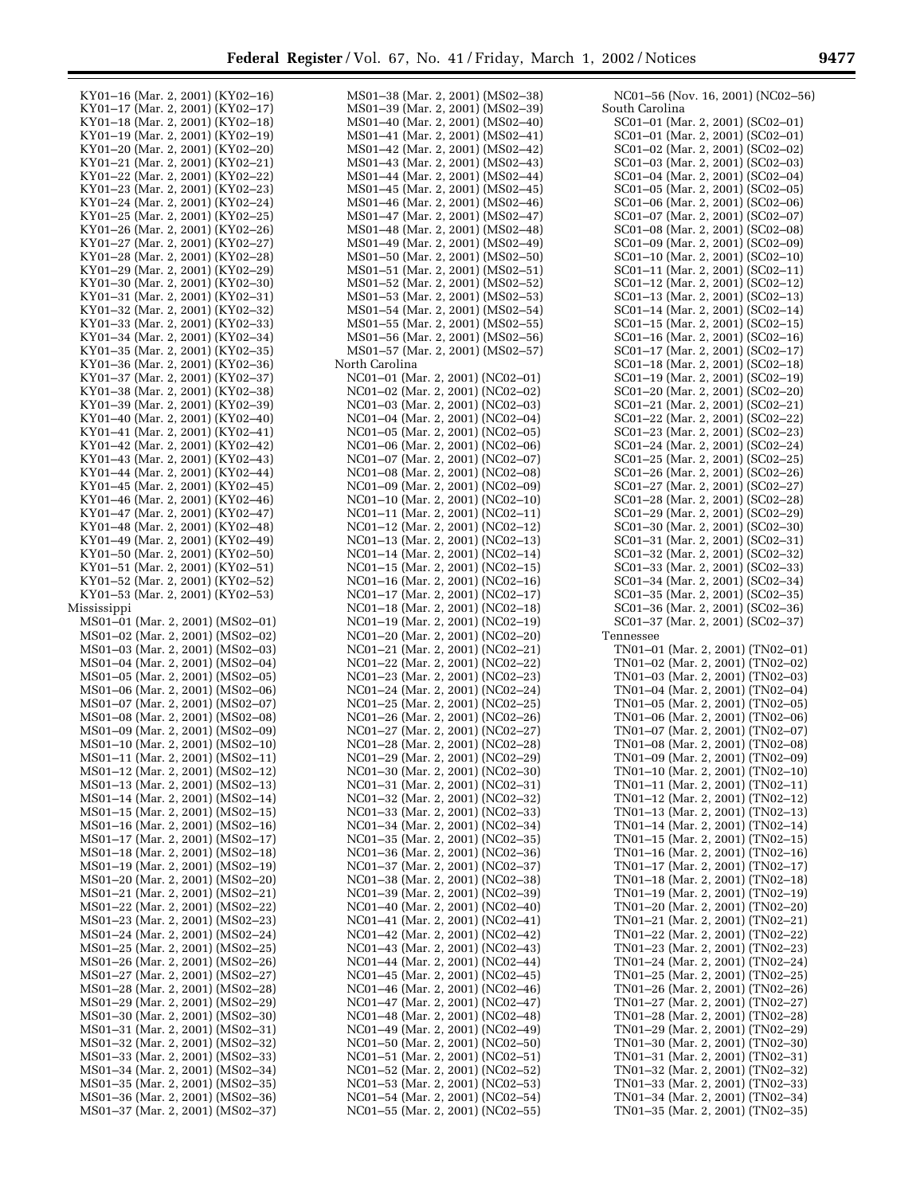KY01–16 (Mar. 2, 2001) (KY02–16)
KY01–17 (Mar. 2, 2001) (KY02–17)
KY01–18 (Mar. 2, 2001) (KY02–18)
KY01–19 (Mar. 2, 2001) (KY02–19)
KY01–20 (Mar. 2, 2001) (KY02–20)
KY01–21 (Mar. 2, 2001) (KY02–21)
KY01–22 (Mar. 2, 2001) (KY02–22)
KY01–23 (Mar. 2, 2001) (KY02–23)
KY01–24 (Mar. 2, 2001) (KY02–24)
KY01–25 (Mar. 2, 2001) (KY02–25)
KY01–26 (Mar. 2, 2001) (KY02–26)
KY01–27 (Mar. 2, 2001) (KY02–27)
KY01–28 (Mar. 2, 2001) (KY02–28)
KY01–29 (Mar. 2, 2001) (KY02–29)
KY01–30 (Mar. 2, 2001) (KY02–30)
KY01–31 (Mar. 2, 2001) (KY02–31)
KY01–32 (Mar. 2, 2001) (KY02–32)
KY01–33 (Mar. 2, 2001) (KY02–33)
KY01–34 (Mar. 2, 2001) (KY02–34)
KY01–35 (Mar. 2, 2001) (KY02–35)
KY01–36 (Mar. 2, 2001) (KY02–36)
KY01–37 (Mar. 2, 2001) (KY02–37)
KY01–38 (Mar. 2, 2001) (KY02–38)
KY01–39 (Mar. 2, 2001) (KY02–39)
KY01–40 (Mar. 2, 2001) (KY02–40)
KY01–41 (Mar. 2, 2001) (KY02–41)
KY01–42 (Mar. 2, 2001) (KY02–42)
KY01–43 (Mar. 2, 2001) (KY02–43)
KY01–44 (Mar. 2, 2001) (KY02–44)
KY01–45 (Mar. 2, 2001) (KY02–45)
KY01–46 (Mar. 2, 2001) (KY02–46)
KY01–47 (Mar. 2, 2001) (KY02–47)
KY01–48 (Mar. 2, 2001) (KY02–48)
KY01–49 (Mar. 2, 2001) (KY02–49)
KY01–50 (Mar. 2, 2001) (KY02–50)
KY01–51 (Mar. 2, 2001) (KY02–51)
KY01–52 (Mar. 2, 2001) (KY02–52)
KY01–53 (Mar. 2, 2001) (KY02–53)

Mississippi

MS01–01 (Mar. 2, 2001) (MS02–01)
MS01–02 (Mar. 2, 2001) (MS02–02)
MS01–03 (Mar. 2, 2001) (MS02–03)
MS01–04 (Mar. 2, 2001) (MS02–04)
MS01–05 (Mar. 2, 2001) (MS02–05)
MS01–06 (Mar. 2, 2001) (MS02–06)
MS01–07 (Mar. 2, 2001) (MS02–07)
MS01–08 (Mar. 2, 2001) (MS02–08)
MS01–09 (Mar. 2, 2001) (MS02–09)
MS01–10 (Mar. 2, 2001) (MS02–10)
MS01–11 (Mar. 2, 2001) (MS02–11)
MS01–12 (Mar. 2, 2001) (MS02–12)
MS01–13 (Mar. 2, 2001) (MS02–13)
MS01–14 (Mar. 2, 2001) (MS02–14)
MS01–15 (Mar. 2, 2001) (MS02–15)
MS01–16 (Mar. 2, 2001) (MS02–16)
MS01–17 (Mar. 2, 2001) (MS02–17)
MS01–18 (Mar. 2, 2001) (MS02–18)
MS01–19 (Mar. 2, 2001) (MS02–19)
MS01–20 (Mar. 2, 2001) (MS02–20)
MS01–21 (Mar. 2, 2001) (MS02–21)
MS01–22 (Mar. 2, 2001) (MS02–22)
MS01–23 (Mar. 2, 2001) (MS02–23)
MS01–24 (Mar. 2, 2001) (MS02–24)
MS01–25 (Mar. 2, 2001) (MS02–25)
MS01–26 (Mar. 2, 2001) (MS02–26)
MS01–27 (Mar. 2, 2001) (MS02–27)
MS01–28 (Mar. 2, 2001) (MS02–28)
MS01–29 (Mar. 2, 2001) (MS02–29)
MS01–30 (Mar. 2, 2001) (MS02–30)
MS01–31 (Mar. 2, 2001) (MS02–31)
MS01–32 (Mar. 2, 2001) (MS02–32)
MS01–33 (Mar. 2, 2001) (MS02–33)
MS01–34 (Mar. 2, 2001) (MS02–34)
MS01–35 (Mar. 2, 2001) (MS02–35)
MS01–36 (Mar. 2, 2001) (MS02–36)
MS01–37 (Mar. 2, 2001) (MS02–37)
MS01–38 (Mar. 2, 2001) (MS02–38)
MS01–39 (Mar. 2, 2001) (MS02–39)
MS01–40 (Mar. 2, 2001) (MS02–40)
MS01–41 (Mar. 2, 2001) (MS02–41)
MS01–42 (Mar. 2, 2001) (MS02–42)
MS01–43 (Mar. 2, 2001) (MS02–43)
MS01–44 (Mar. 2, 2001) (MS02–44)
MS01–45 (Mar. 2, 2001) (MS02–45)
MS01–46 (Mar. 2, 2001) (MS02–46)
MS01–47 (Mar. 2, 2001) (MS02–47)
MS01–48 (Mar. 2, 2001) (MS02–48)
MS01–49 (Mar. 2, 2001) (MS02–49)
MS01–50 (Mar. 2, 2001) (MS02–50)
MS01–51 (Mar. 2, 2001) (MS02–51)
MS01–52 (Mar. 2, 2001) (MS02–52)
MS01–53 (Mar. 2, 2001) (MS02–53)
MS01–54 (Mar. 2, 2001) (MS02–54)
MS01–55 (Mar. 2, 2001) (MS02–55)
MS01–56 (Mar. 2, 2001) (MS02–56)
MS01–57 (Mar. 2, 2001) (MS02–57)

North Carolina

NC01–01 (Mar. 2, 2001) (NC02–01)
NC01–02 (Mar. 2, 2001) (NC02–02)
NC01–03 (Mar. 2, 2001) (NC02–03)
NC01–04 (Mar. 2, 2001) (NC02–04)
NC01–05 (Mar. 2, 2001) (NC02–05)
NC01–06 (Mar. 2, 2001) (NC02–06)
NC01–07 (Mar. 2, 2001) (NC02–07)
NC01–08 (Mar. 2, 2001) (NC02–08)
NC01–09 (Mar. 2, 2001) (NC02–09)
NC01–10 (Mar. 2, 2001) (NC02–10)
NC01–11 (Mar. 2, 2001) (NC02–11)
NC01–12 (Mar. 2, 2001) (NC02–12)
NC01–13 (Mar. 2, 2001) (NC02–13)
NC01–14 (Mar. 2, 2001) (NC02–14)
NC01–15 (Mar. 2, 2001) (NC02–15)
NC01–16 (Mar. 2, 2001) (NC02–16)
NC01–17 (Mar. 2, 2001) (NC02–17)
NC01–18 (Mar. 2, 2001) (NC02–18)
NC01–19 (Mar. 2, 2001) (NC02–19)
NC01–20 (Mar. 2, 2001) (NC02–20)
NC01–21 (Mar. 2, 2001) (NC02–21)
NC01–22 (Mar. 2, 2001) (NC02–22)
NC01–23 (Mar. 2, 2001) (NC02–23)
NC01–24 (Mar. 2, 2001) (NC02–24)
NC01–25 (Mar. 2, 2001) (NC02–25)
NC01–26 (Mar. 2, 2001) (NC02–26)
NC01–27 (Mar. 2, 2001) (NC02–27)
NC01–28 (Mar. 2, 2001) (NC02–28)
NC01–29 (Mar. 2, 2001) (NC02–29)
NC01–30 (Mar. 2, 2001) (NC02–30)
NC01–31 (Mar. 2, 2001) (NC02–31)
NC01–32 (Mar. 2, 2001) (NC02–32)
NC01–33 (Mar. 2, 2001) (NC02–33)
NC01–34 (Mar. 2, 2001) (NC02–34)
NC01–35 (Mar. 2, 2001) (NC02–35)
NC01–36 (Mar. 2, 2001) (NC02–36)
NC01–37 (Mar. 2, 2001) (NC02–37)
NC01–38 (Mar. 2, 2001) (NC02–38)
NC01–39 (Mar. 2, 2001) (NC02–39)
NC01–40 (Mar. 2, 2001) (NC02–40)
NC01–41 (Mar. 2, 2001) (NC02–41)
NC01–42 (Mar. 2, 2001) (NC02–42)
NC01–43 (Mar. 2, 2001) (NC02–43)
NC01–44 (Mar. 2, 2001) (NC02–44)
NC01–45 (Mar. 2, 2001) (NC02–45)
NC01–46 (Mar. 2, 2001) (NC02–46)
NC01–47 (Mar. 2, 2001) (NC02–47)
NC01–48 (Mar. 2, 2001) (NC02–48)
NC01–49 (Mar. 2, 2001) (NC02–49)
NC01–50 (Mar. 2, 2001) (NC02–50)
NC01–51 (Mar. 2, 2001) (NC02–51)
NC01–52 (Mar. 2, 2001) (NC02–52)
NC01–53 (Mar. 2, 2001) (NC02–53)
NC01–54 (Mar. 2, 2001) (NC02–54)
NC01–55 (Mar. 2, 2001) (NC02–55)
NC01–56 (Nov. 16, 2001) (NC02–56)

South Carolina

SC01–01 (Mar. 2, 2001) (SC02–01)
SC01–01 (Mar. 2, 2001) (SC02–01)
SC01–02 (Mar. 2, 2001) (SC02–02)
SC01–03 (Mar. 2, 2001) (SC02–03)
SC01–04 (Mar. 2, 2001) (SC02–04)
SC01–05 (Mar. 2, 2001) (SC02–05)
SC01–06 (Mar. 2, 2001) (SC02–06)
SC01–07 (Mar. 2, 2001) (SC02–07)
SC01–08 (Mar. 2, 2001) (SC02–08)
SC01–09 (Mar. 2, 2001) (SC02–09)
SC01–10 (Mar. 2, 2001) (SC02–10)
SC01–11 (Mar. 2, 2001) (SC02–11)
SC01–12 (Mar. 2, 2001) (SC02–12)
SC01–13 (Mar. 2, 2001) (SC02–13)
SC01–14 (Mar. 2, 2001) (SC02–14)
SC01–15 (Mar. 2, 2001) (SC02–15)
SC01–16 (Mar. 2, 2001) (SC02–16)
SC01–17 (Mar. 2, 2001) (SC02–17)
SC01–18 (Mar. 2, 2001) (SC02–18)
SC01–19 (Mar. 2, 2001) (SC02–19)
SC01–20 (Mar. 2, 2001) (SC02–20)
SC01–21 (Mar. 2, 2001) (SC02–21)
SC01–22 (Mar. 2, 2001) (SC02–22)
SC01–23 (Mar. 2, 2001) (SC02–23)
SC01–24 (Mar. 2, 2001) (SC02–24)
SC01–25 (Mar. 2, 2001) (SC02–25)
SC01–26 (Mar. 2, 2001) (SC02–26)
SC01–27 (Mar. 2, 2001) (SC02–27)
SC01–28 (Mar. 2, 2001) (SC02–28)
SC01–29 (Mar. 2, 2001) (SC02–29)
SC01–30 (Mar. 2, 2001) (SC02–30)
SC01–31 (Mar. 2, 2001) (SC02–31)
SC01–32 (Mar. 2, 2001) (SC02–32)
SC01–33 (Mar. 2, 2001) (SC02–33)
SC01–34 (Mar. 2, 2001) (SC02–34)
SC01–35 (Mar. 2, 2001) (SC02–35)
SC01–36 (Mar. 2, 2001) (SC02–36)
SC01–37 (Mar. 2, 2001) (SC02–37)

Tennessee

TN01–01 (Mar. 2, 2001) (TN02–01)
TN01–02 (Mar. 2, 2001) (TN02–02)
TN01–03 (Mar. 2, 2001) (TN02–03)
TN01–04 (Mar. 2, 2001) (TN02–04)
TN01–05 (Mar. 2, 2001) (TN02–05)
TN01–06 (Mar. 2, 2001) (TN02–06)
TN01–07 (Mar. 2, 2001) (TN02–07)
TN01–08 (Mar. 2, 2001) (TN02–08)
TN01–09 (Mar. 2, 2001) (TN02–09)
TN01–10 (Mar. 2, 2001) (TN02–10)
TN01–11 (Mar. 2, 2001) (TN02–11)
TN01–12 (Mar. 2, 2001) (TN02–12)
TN01–13 (Mar. 2, 2001) (TN02–13)
TN01–14 (Mar. 2, 2001) (TN02–14)
TN01–15 (Mar. 2, 2001) (TN02–15)
TN01–16 (Mar. 2, 2001) (TN02–16)
TN01–17 (Mar. 2, 2001) (TN02–17)
TN01–18 (Mar. 2, 2001) (TN02–18)
TN01–19 (Mar. 2, 2001) (TN02–19)
TN01–20 (Mar. 2, 2001) (TN02–20)
TN01–21 (Mar. 2, 2001) (TN02–21)
TN01–22 (Mar. 2, 2001) (TN02–22)
TN01–23 (Mar. 2, 2001) (TN02–23)
TN01–24 (Mar. 2, 2001) (TN02–24)
TN01–25 (Mar. 2, 2001) (TN02–25)
TN01–26 (Mar. 2, 2001) (TN02–26)
TN01–27 (Mar. 2, 2001) (TN02–27)
TN01–28 (Mar. 2, 2001) (TN02–28)
TN01–29 (Mar. 2, 2001) (TN02–29)
TN01–30 (Mar. 2, 2001) (TN02–30)
TN01–31 (Mar. 2, 2001) (TN02–31)
TN01–32 (Mar. 2, 2001) (TN02–32)
TN01–33 (Mar. 2, 2001) (TN02–33)
TN01–34 (Mar. 2, 2001) (TN02–34)
TN01–35 (Mar. 2, 2001) (TN02–35)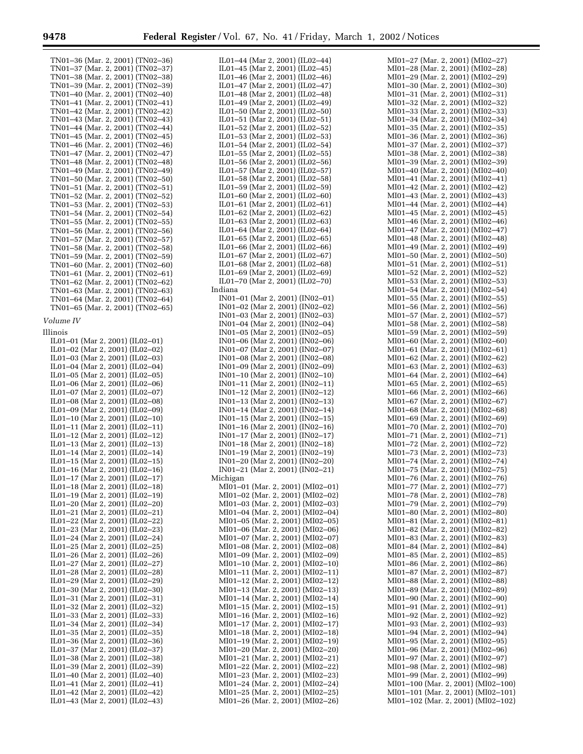TN01–36 (Mar. 2, 2001) (TN02–36)
TN01–37 (Mar. 2, 2001) (TN02–37)
TN01–38 (Mar. 2, 2001) (TN02–38)
TN01–39 (Mar. 2, 2001) (TN02–39)
TN01–40 (Mar. 2, 2001) (TN02–40)
TN01–41 (Mar. 2, 2001) (TN02–41)
TN01–42 (Mar. 2, 2001) (TN02–42)
TN01–43 (Mar. 2, 2001) (TN02–43)
TN01–44 (Mar. 2, 2001) (TN02–44)
TN01–45 (Mar. 2, 2001) (TN02–45)
TN01–46 (Mar. 2, 2001) (TN02–46)
TN01–47 (Mar. 2, 2001) (TN02–47)
TN01–48 (Mar. 2, 2001) (TN02–48)
TN01–49 (Mar. 2, 2001) (TN02–49)
TN01–50 (Mar. 2, 2001) (TN02–50)
TN01–51 (Mar. 2, 2001) (TN02–51)
TN01–52 (Mar. 2, 2001) (TN02–52)
TN01–53 (Mar. 2, 2001) (TN02–53)
TN01–54 (Mar. 2, 2001) (TN02–54)
TN01–55 (Mar. 2, 2001) (TN02–55)
TN01–56 (Mar. 2, 2001) (TN02–56)
TN01–57 (Mar. 2, 2001) (TN02–57)
TN01–58 (Mar. 2, 2001) (TN02–58)
TN01–59 (Mar. 2, 2001) (TN02–59)
TN01–60 (Mar. 2, 2001) (TN02–60)
TN01–61 (Mar. 2, 2001) (TN02–61)
TN01–62 (Mar. 2, 2001) (TN02–62)
TN01–63 (Mar. 2, 2001) (TN02–63)
TN01–64 (Mar. 2, 2001) (TN02–64)
TN01–65 (Mar. 2, 2001) (TN02–65)

*Volume IV*

Illinois

IL01–01 (Mar 2, 2001) (IL02–01)
IL01–02 (Mar 2, 2001) (IL02–02)
IL01–03 (Mar 2, 2001) (IL02–03)
IL01–04 (Mar 2, 2001) (IL02–04)
IL01–05 (Mar 2, 2001) (IL02–05)
IL01–06 (Mar 2, 2001) (IL02–06)
IL01–07 (Mar 2, 2001) (IL02–07)
IL01–08 (Mar 2, 2001) (IL02–08)
IL01–09 (Mar 2, 2001) (IL02–09)
IL01–10 (Mar 2, 2001) (IL02–10)
IL01–11 (Mar 2, 2001) (IL02–11)
IL01–12 (Mar 2, 2001) (IL02–12)
IL01–13 (Mar 2, 2001) (IL02–13)
IL01–14 (Mar 2, 2001) (IL02–14)
IL01–15 (Mar 2, 2001) (IL02–15)
IL01–16 (Mar 2, 2001) (IL02–16)
IL01–17 (Mar 2, 2001) (IL02–17)
IL01–18 (Mar 2, 2001) (IL02–18)
IL01–19 (Mar 2, 2001) (IL02–19)
IL01–20 (Mar 2, 2001) (IL02–20)
IL01–21 (Mar 2, 2001) (IL02–21)
IL01–22 (Mar 2, 2001) (IL02–22)
IL01–23 (Mar 2, 2001) (IL02–23)
IL01–24 (Mar 2, 2001) (IL02–24)
IL01–25 (Mar 2, 2001) (IL02–25)
IL01–26 (Mar 2, 2001) (IL02–26)
IL01–27 (Mar 2, 2001) (IL02–27)
IL01–28 (Mar 2, 2001) (IL02–28)
IL01–29 (Mar 2, 2001) (IL02–29)
IL01–30 (Mar 2, 2001) (IL02–30)
IL01–31 (Mar 2, 2001) (IL02–31)
IL01–32 (Mar 2, 2001) (IL02–32)
IL01–33 (Mar 2, 2001) (IL02–33)
IL01–34 (Mar 2, 2001) (IL02–34)
IL01–35 (Mar 2, 2001) (IL02–35)
IL01–36 (Mar 2, 2001) (IL02–36)
IL01–37 (Mar 2, 2001) (IL02–37)
IL01–38 (Mar 2, 2001) (IL02–38)
IL01–39 (Mar 2, 2001) (IL02–39)
IL01–40 (Mar 2, 2001) (IL02–40)
IL01–41 (Mar 2, 2001) (IL02–41)
IL01–42 (Mar 2, 2001) (IL02–42)
IL01–43 (Mar 2, 2001) (IL02–43)
IL01–44 (Mar 2, 2001) (IL02–44)
IL01–45 (Mar 2, 2001) (IL02–45)
IL01–46 (Mar 2, 2001) (IL02–46)
IL01–47 (Mar 2, 2001) (IL02–47)
IL01–48 (Mar 2, 2001) (IL02–48)
IL01–49 (Mar 2, 2001) (IL02–49)
IL01–50 (Mar 2, 2001) (IL02–50)
IL01–51 (Mar 2, 2001) (IL02–51)
IL01–52 (Mar 2, 2001) (IL02–52)
IL01–53 (Mar 2, 2001) (IL02–53)
IL01–54 (Mar 2, 2001) (IL02–54)
IL01–55 (Mar 2, 2001) (IL02–55)
IL01–56 (Mar 2, 2001) (IL02–56)
IL01–57 (Mar 2, 2001) (IL02–57)
IL01–58 (Mar 2, 2001) (IL02–58)
IL01–59 (Mar 2, 2001) (IL02–59)
IL01–60 (Mar 2, 2001) (IL02–60)
IL01–61 (Mar 2, 2001) (IL02–61)
IL01–62 (Mar 2, 2001) (IL02–62)
IL01–63 (Mar 2, 2001) (IL02–63)
IL01–64 (Mar 2, 2001) (IL02–64)
IL01–65 (Mar 2, 2001) (IL02–65)
IL01–66 (Mar 2, 2001) (IL02–66)
IL01–67 (Mar 2, 2001) (IL02–67)
IL01–68 (Mar 2, 2001) (IL02–68)
IL01–69 (Mar 2, 2001) (IL02–69)
IL01–70 (Mar 2, 2001) (IL02–70)

Indiana

IN01–01 (Mar 2, 2001) (IN02–01)
IN01–02 (Mar 2, 2001) (IN02–02)
IN01–03 (Mar 2, 2001) (IN02–03)
IN01–04 (Mar 2, 2001) (IN02–04)
IN01–05 (Mar 2, 2001) (IN02–05)
IN01–06 (Mar 2, 2001) (IN02–06)
IN01–07 (Mar 2, 2001) (IN02–07)
IN01–08 (Mar 2, 2001) (IN02–08)
IN01–09 (Mar 2, 2001) (IN02–09)
IN01–10 (Mar 2, 2001) (IN02–10)
IN01–11 (Mar 2, 2001) (IN02–11)
IN01–12 (Mar 2, 2001) (IN02–12)
IN01–13 (Mar 2, 2001) (IN02–13)
IN01–14 (Mar 2, 2001) (IN02–14)
IN01–15 (Mar 2, 2001) (IN02–15)
IN01–16 (Mar 2, 2001) (IN02–16)
IN01–17 (Mar 2, 2001) (IN02–17)
IN01–18 (Mar 2, 2001) (IN02–18)
IN01–19 (Mar 2, 2001) (IN02–19)
IN01–20 (Mar 2, 2001) (IN02–20)
IN01–21 (Mar 2, 2001) (IN02–21)

Michigan

MI01–01 (Mar. 2, 2001) (MI02–01)
MI01–02 (Mar. 2, 2001) (MI02–02)
MI01–03 (Mar. 2, 2001) (MI02–03)
MI01–04 (Mar. 2, 2001) (MI02–04)
MI01–05 (Mar. 2, 2001) (MI02–05)
MI01–06 (Mar. 2, 2001) (MI02–06)
MI01–07 (Mar. 2, 2001) (MI02–07)
MI01–08 (Mar. 2, 2001) (MI02–08)
MI01–09 (Mar. 2, 2001) (MI02–09)
MI01–10 (Mar. 2, 2001) (MI02–10)
MI01–11 (Mar. 2, 2001) (MI02–11)
MI01–12 (Mar. 2, 2001) (MI02–12)
MI01–13 (Mar. 2, 2001) (MI02–13)
MI01–14 (Mar. 2, 2001) (MI02–14)
MI01–15 (Mar. 2, 2001) (MI02–15)
MI01–16 (Mar. 2, 2001) (MI02–16)
MI01–17 (Mar. 2, 2001) (MI02–17)
MI01–18 (Mar. 2, 2001) (MI02–18)
MI01–19 (Mar. 2, 2001) (MI02–19)
MI01–20 (Mar. 2, 2001) (MI02–20)
MI01–21 (Mar. 2, 2001) (MI02–21)
MI01–22 (Mar. 2, 2001) (MI02–22)
MI01–23 (Mar. 2, 2001) (MI02–23)
MI01–24 (Mar. 2, 2001) (MI02–24)
MI01–25 (Mar. 2, 2001) (MI02–25)
MI01–26 (Mar. 2, 2001) (MI02–26)
MI01–27 (Mar. 2, 2001) (MI02–27)
MI01–28 (Mar. 2, 2001) (MI02–28)
MI01–29 (Mar. 2, 2001) (MI02–29)
MI01–30 (Mar. 2, 2001) (MI02–30)
MI01–31 (Mar. 2, 2001) (MI02–31)
MI01–32 (Mar. 2, 2001) (MI02–32)
MI01–33 (Mar. 2, 2001) (MI02–33)
MI01–34 (Mar. 2, 2001) (MI02–34)
MI01–35 (Mar. 2, 2001) (MI02–35)
MI01–36 (Mar. 2, 2001) (MI02–36)
MI01–37 (Mar. 2, 2001) (MI02–37)
MI01–38 (Mar. 2, 2001) (MI02–38)
MI01–39 (Mar. 2, 2001) (MI02–39)
MI01–40 (Mar. 2, 2001) (MI02–40)
MI01–41 (Mar. 2, 2001) (MI02–41)
MI01–42 (Mar. 2, 2001) (MI02–42)
MI01–43 (Mar. 2, 2001) (MI02–43)
MI01–44 (Mar. 2, 2001) (MI02–44)
MI01–45 (Mar. 2, 2001) (MI02–45)
MI01–46 (Mar. 2, 2001) (MI02–46)
MI01–47 (Mar. 2, 2001) (MI02–47)
MI01–48 (Mar. 2, 2001) (MI02–48)
MI01–49 (Mar. 2, 2001) (MI02–49)
MI01–50 (Mar. 2, 2001) (MI02–50)
MI01–51 (Mar. 2, 2001) (MI02–51)
MI01–52 (Mar. 2, 2001) (MI02–52)
MI01–53 (Mar. 2, 2001) (MI02–53)
MI01–54 (Mar. 2, 2001) (MI02–54)
MI01–55 (Mar. 2, 2001) (MI02–55)
MI01–56 (Mar. 2, 2001) (MI02–56)
MI01–57 (Mar. 2, 2001) (MI02–57)
MI01–58 (Mar. 2, 2001) (MI02–58)
MI01–59 (Mar. 2, 2001) (MI02–59)
MI01–60 (Mar. 2, 2001) (MI02–60)
MI01–61 (Mar. 2, 2001) (MI02–61)
MI01–62 (Mar. 2, 2001) (MI02–62)
MI01–63 (Mar. 2, 2001) (MI02–63)
MI01–64 (Mar. 2, 2001) (MI02–64)
MI01–65 (Mar. 2, 2001) (MI02–65)
MI01–66 (Mar. 2, 2001) (MI02–66)
MI01–67 (Mar. 2, 2001) (MI02–67)
MI01–68 (Mar. 2, 2001) (MI02–68)
MI01–69 (Mar. 2, 2001) (MI02–69)
MI01–70 (Mar. 2, 2001) (MI02–70)
MI01–71 (Mar. 2, 2001) (MI02–71)
MI01–72 (Mar. 2, 2001) (MI02–72)
MI01–73 (Mar. 2, 2001) (MI02–73)
MI01–74 (Mar. 2, 2001) (MI02–74)
MI01–75 (Mar. 2, 2001) (MI02–75)
MI01–76 (Mar. 2, 2001) (MI02–76)
MI01–77 (Mar. 2, 2001) (MI02–77)
MI01–78 (Mar. 2, 2001) (MI02–78)
MI01–79 (Mar. 2, 2001) (MI02–79)
MI01–80 (Mar. 2, 2001) (MI02–80)
MI01–81 (Mar. 2, 2001) (MI02–81)
MI01–82 (Mar. 2, 2001) (MI02–82)
MI01–83 (Mar. 2, 2001) (MI02–83)
MI01–84 (Mar. 2, 2001) (MI02–84)
MI01–85 (Mar. 2, 2001) (MI02–85)
MI01–86 (Mar. 2, 2001) (MI02–86)
MI01–87 (Mar. 2, 2001) (MI02–87)
MI01–88 (Mar. 2, 2001) (MI02–88)
MI01–89 (Mar. 2, 2001) (MI02–89)
MI01–90 (Mar. 2, 2001) (MI02–90)
MI01–91 (Mar. 2, 2001) (MI02–91)
MI01–92 (Mar. 2, 2001) (MI02–92)
MI01–93 (Mar. 2, 2001) (MI02–93)
MI01–94 (Mar. 2, 2001) (MI02–94)
MI01–95 (Mar. 2, 2001) (MI02–95)
MI01–96 (Mar. 2, 2001) (MI02–96)
MI01–97 (Mar. 2, 2001) (MI02–97)
MI01–98 (Mar. 2, 2001) (MI02–98)
MI01–99 (Mar. 2, 2001) (MI02–99)
MI01–100 (Mar. 2, 2001) (MI02–100)
MI01–101 (Mar. 2, 2001) (MI02–101)
MI01–102 (Mar. 2, 2001) (MI02–102)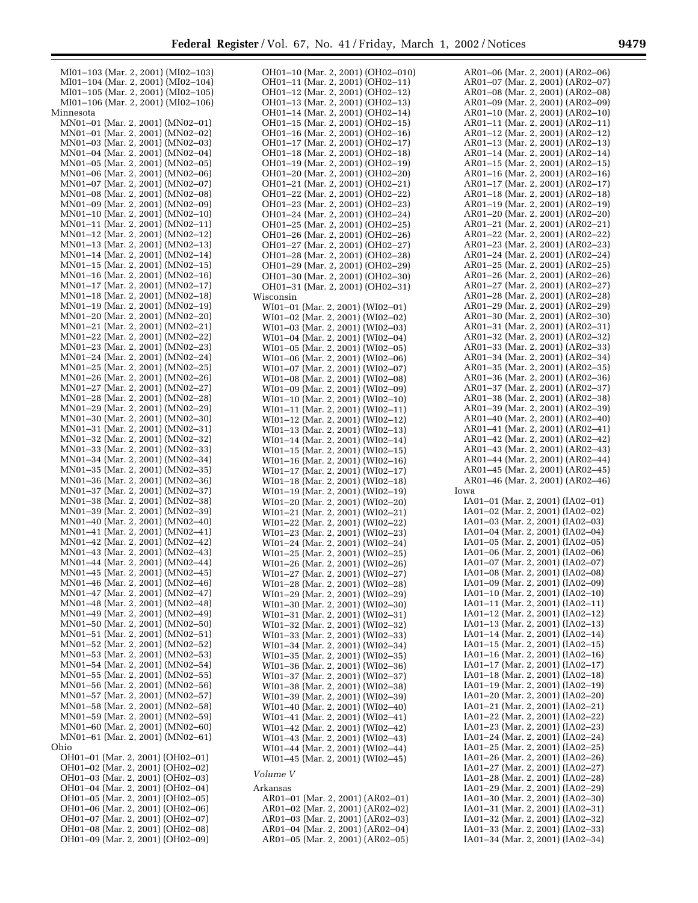MI01–103 (Mar. 2, 2001) (MI02–103)
MI01–104 (Mar. 2, 2001) (MI02–104)
MI01–105 (Mar. 2, 2001) (MI02–105)
MI01–106 (Mar. 2, 2001) (MI02–106)

Minnesota

MN01–01 (Mar. 2, 2001) (MN02–01)
MN01–01 (Mar. 2, 2001) (MN02–02)
MN01–03 (Mar. 2, 2001) (MN02–03)
MN01–04 (Mar. 2, 2001) (MN02–04)
MN01–05 (Mar. 2, 2001) (MN02–05)
MN01–06 (Mar. 2, 2001) (MN02–06)
MN01–07 (Mar. 2, 2001) (MN02–07)
MN01–08 (Mar. 2, 2001) (MN02–08)
MN01–09 (Mar. 2, 2001) (MN02–09)
MN01–10 (Mar. 2, 2001) (MN02–10)
MN01–11 (Mar. 2, 2001) (MN02–11)
MN01–12 (Mar. 2, 2001) (MN02–12)
MN01–13 (Mar. 2, 2001) (MN02–13)
MN01–14 (Mar. 2, 2001) (MN02–14)
MN01–15 (Mar. 2, 2001) (MN02–15)
MN01–16 (Mar. 2, 2001) (MN02–16)
MN01–17 (Mar. 2, 2001) (MN02–17)
MN01–18 (Mar. 2, 2001) (MN02–18)
MN01–19 (Mar. 2, 2001) (MN02–19)
MN01–20 (Mar. 2, 2001) (MN02–20)
MN01–21 (Mar. 2, 2001) (MN02–21)
MN01–22 (Mar. 2, 2001) (MN02–22)
MN01–23 (Mar. 2, 2001) (MN02–23)
MN01–24 (Mar. 2, 2001) (MN02–24)
MN01–25 (Mar. 2, 2001) (MN02–25)
MN01–26 (Mar. 2, 2001) (MN02–26)
MN01–27 (Mar. 2, 2001) (MN02–27)
MN01–28 (Mar. 2, 2001) (MN02–28)
MN01–29 (Mar. 2, 2001) (MN02–29)
MN01–30 (Mar. 2, 2001) (MN02–30)
MN01–31 (Mar. 2, 2001) (MN02–31)
MN01–32 (Mar. 2, 2001) (MN02–32)
MN01–33 (Mar. 2, 2001) (MN02–33)
MN01–34 (Mar. 2, 2001) (MN02–34)
MN01–35 (Mar. 2, 2001) (MN02–35)
MN01–36 (Mar. 2, 2001) (MN02–36)
MN01–37 (Mar. 2, 2001) (MN02–37)
MN01–38 (Mar. 2, 2001) (MN02–38)
MN01–39 (Mar. 2, 2001) (MN02–39)
MN01–40 (Mar. 2, 2001) (MN02–40)
MN01–41 (Mar. 2, 2001) (MN02–41)
MN01–42 (Mar. 2, 2001) (MN02–42)
MN01–43 (Mar. 2, 2001) (MN02–43)
MN01–44 (Mar. 2, 2001) (MN02–44)
MN01–45 (Mar. 2, 2001) (MN02–45)
MN01–46 (Mar. 2, 2001) (MN02–46)
MN01–47 (Mar. 2, 2001) (MN02–47)
MN01–48 (Mar. 2, 2001) (MN02–48)
MN01–49 (Mar. 2, 2001) (MN02–49)
MN01–50 (Mar. 2, 2001) (MN02–50)
MN01–51 (Mar. 2, 2001) (MN02–51)
MN01–52 (Mar. 2, 2001) (MN02–52)
MN01–53 (Mar. 2, 2001) (MN02–53)
MN01–54 (Mar. 2, 2001) (MN02–54)
MN01–55 (Mar. 2, 2001) (MN02–55)
MN01–56 (Mar. 2, 2001) (MN02–56)
MN01–57 (Mar. 2, 2001) (MN02–57)
MN01–58 (Mar. 2, 2001) (MN02–58)
MN01–59 (Mar. 2, 2001) (MN02–59)
MN01–60 (Mar. 2, 2001) (MN02–60)
MN01–61 (Mar. 2, 2001) (MN02–61)

Ohio

OH01–01 (Mar. 2, 2001) (OH02–01)
OH01–02 (Mar. 2, 2001) (OH02–02)
OH01–03 (Mar. 2, 2001) (OH02–03)
OH01–04 (Mar. 2, 2001) (OH02–04)
OH01–05 (Mar. 2, 2001) (OH02–05)
OH01–06 (Mar. 2, 2001) (OH02–06)
OH01–07 (Mar. 2, 2001) (OH02–07)
OH01–08 (Mar. 2, 2001) (OH02–08)
OH01–09 (Mar. 2, 2001) (OH02–09)
OH01–10 (Mar. 2, 2001) (OH02–010)
OH01–11 (Mar. 2, 2001) (OH02–11)
OH01–12 (Mar. 2, 2001) (OH02–12)
OH01–13 (Mar. 2, 2001) (OH02–13)
OH01–14 (Mar. 2, 2001) (OH02–14)
OH01–15 (Mar. 2, 2001) (OH02–15)
OH01–16 (Mar. 2, 2001) (OH02–16)
OH01–17 (Mar. 2, 2001) (OH02–17)
OH01–18 (Mar. 2, 2001) (OH02–18)
OH01–19 (Mar. 2, 2001) (OH02–19)
OH01–20 (Mar. 2, 2001) (OH02–20)
OH01–21 (Mar. 2, 2001) (OH02–21)
OH01–22 (Mar. 2, 2001) (OH02–22)
OH01–23 (Mar. 2, 2001) (OH02–23)
OH01–24 (Mar. 2, 2001) (OH02–24)
OH01–25 (Mar. 2, 2001) (OH02–25)
OH01–26 (Mar. 2, 2001) (OH02–26)
OH01–27 (Mar. 2, 2001) (OH02–27)
OH01–28 (Mar. 2, 2001) (OH02–28)
OH01–29 (Mar. 2, 2001) (OH02–29)
OH01–30 (Mar. 2, 2001) (OH02–30)
OH01–31 (Mar. 2, 2001) (OH02–31)

Wisconsin

WI01–01 (Mar. 2, 2001) (WI02–01)
WI01–02 (Mar. 2, 2001) (WI02–02)
WI01–03 (Mar. 2, 2001) (WI02–03)
WI01–04 (Mar. 2, 2001) (WI02–04)
WI01–05 (Mar. 2, 2001) (WI02–05)
WI01–06 (Mar. 2, 2001) (WI02–06)
WI01–07 (Mar. 2, 2001) (WI02–07)
WI01–08 (Mar. 2, 2001) (WI02–08)
WI01–09 (Mar. 2, 2001) (WI02–09)
WI01–10 (Mar. 2, 2001) (WI02–10)
WI01–11 (Mar. 2, 2001) (WI02–11)
WI01–12 (Mar. 2, 2001) (WI02–12)
WI01–13 (Mar. 2, 2001) (WI02–13)
WI01–14 (Mar. 2, 2001) (WI02–14)
WI01–15 (Mar. 2, 2001) (WI02–15)
WI01–16 (Mar. 2, 2001) (WI02–16)
WI01–17 (Mar. 2, 2001) (WI02–17)
WI01–18 (Mar. 2, 2001) (WI02–18)
WI01–19 (Mar. 2, 2001) (WI02–19)
WI01–20 (Mar. 2, 2001) (WI02–20)
WI01–21 (Mar. 2, 2001) (WI02–21)
WI01–22 (Mar. 2, 2001) (WI02–22)
WI01–23 (Mar. 2, 2001) (WI02–23)
WI01–24 (Mar. 2, 2001) (WI02–24)
WI01–25 (Mar. 2, 2001) (WI02–25)
WI01–26 (Mar. 2, 2001) (WI02–26)
WI01–27 (Mar. 2, 2001) (WI02–27)
WI01–28 (Mar. 2, 2001) (WI02–28)
WI01–29 (Mar. 2, 2001) (WI02–29)
WI01–30 (Mar. 2, 2001) (WI02–30)
WI01–31 (Mar. 2, 2001) (WI02–31)
WI01–32 (Mar. 2, 2001) (WI02–32)
WI01–33 (Mar. 2, 2001) (WI02–33)
WI01–34 (Mar. 2, 2001) (WI02–34)
WI01–35 (Mar. 2, 2001) (WI02–35)
WI01–36 (Mar. 2, 2001) (WI02–36)
WI01–37 (Mar. 2, 2001) (WI02–37)
WI01–38 (Mar. 2, 2001) (WI02–38)
WI01–39 (Mar. 2, 2001) (WI02–39)
WI01–40 (Mar. 2, 2001) (WI02–40)
WI01–41 (Mar. 2, 2001) (WI02–41)
WI01–42 (Mar. 2, 2001) (WI02–42)
WI01–43 (Mar. 2, 2001) (WI02–43)
WI01–44 (Mar. 2, 2001) (WI02–44)
WI01–45 (Mar. 2, 2001) (WI02–45)

*Volume V*

Arkansas

AR01–01 (Mar. 2, 2001) (AR02–01)
AR01–02 (Mar. 2, 2001) (AR02–02)
AR01–03 (Mar. 2, 2001) (AR02–03)
AR01–04 (Mar. 2, 2001) (AR02–04)
AR01–05 (Mar. 2, 2001) (AR02–05)
AR01–06 (Mar. 2, 2001) (AR02–06)
AR01–07 (Mar. 2, 2001) (AR02–07)
AR01–08 (Mar. 2, 2001) (AR02–08)
AR01–09 (Mar. 2, 2001) (AR02–09)
AR01–10 (Mar. 2, 2001) (AR02–10)
AR01–11 (Mar. 2, 2001) (AR02–11)
AR01–12 (Mar. 2, 2001) (AR02–12)
AR01–13 (Mar. 2, 2001) (AR02–13)
AR01–14 (Mar. 2, 2001) (AR02–14)
AR01–15 (Mar. 2, 2001) (AR02–15)
AR01–16 (Mar. 2, 2001) (AR02–16)
AR01–17 (Mar. 2, 2001) (AR02–17)
AR01–18 (Mar. 2, 2001) (AR02–18)
AR01–19 (Mar. 2, 2001) (AR02–19)
AR01–20 (Mar. 2, 2001) (AR02–20)
AR01–21 (Mar. 2, 2001) (AR02–21)
AR01–22 (Mar. 2, 2001) (AR02–22)
AR01–23 (Mar. 2, 2001) (AR02–23)
AR01–24 (Mar. 2, 2001) (AR02–24)
AR01–25 (Mar. 2, 2001) (AR02–25)
AR01–26 (Mar. 2, 2001) (AR02–26)
AR01–27 (Mar. 2, 2001) (AR02–27)
AR01–28 (Mar. 2, 2001) (AR02–28)
AR01–29 (Mar. 2, 2001) (AR02–29)
AR01–30 (Mar. 2, 2001) (AR02–30)
AR01–31 (Mar. 2, 2001) (AR02–31)
AR01–32 (Mar. 2, 2001) (AR02–32)
AR01–33 (Mar. 2, 2001) (AR02–33)
AR01–34 (Mar. 2, 2001) (AR02–34)
AR01–35 (Mar. 2, 2001) (AR02–35)
AR01–36 (Mar. 2, 2001) (AR02–36)
AR01–37 (Mar. 2, 2001) (AR02–37)
AR01–38 (Mar. 2, 2001) (AR02–38)
AR01–39 (Mar. 2, 2001) (AR02–39)
AR01–40 (Mar. 2, 2001) (AR02–40)
AR01–41 (Mar. 2, 2001) (AR02–41)
AR01–42 (Mar. 2, 2001) (AR02–42)
AR01–43 (Mar. 2, 2001) (AR02–43)
AR01–44 (Mar. 2, 2001) (AR02–44)
AR01–45 (Mar. 2, 2001) (AR02–45)
AR01–46 (Mar. 2, 2001) (AR02–46)

Iowa

IA01–01 (Mar. 2, 2001) (IA02–01)
IA01–02 (Mar. 2, 2001) (IA02–02)
IA01–03 (Mar. 2, 2001) (IA02–03)
IA01–04 (Mar. 2, 2001) (IA02–04)
IA01–05 (Mar. 2, 2001) (IA02–05)
IA01–06 (Mar. 2, 2001) (IA02–06)
IA01–07 (Mar. 2, 2001) (IA02–07)
IA01–08 (Mar. 2, 2001) (IA02–08)
IA01–09 (Mar. 2, 2001) (IA02–09)
IA01–10 (Mar. 2, 2001) (IA02–10)
IA01–11 (Mar. 2, 2001) (IA02–11)
IA01–12 (Mar. 2, 2001) (IA02–12)
IA01–13 (Mar. 2, 2001) (IA02–13)
IA01–14 (Mar. 2, 2001) (IA02–14)
IA01–15 (Mar. 2, 2001) (IA02–15)
IA01–16 (Mar. 2, 2001) (IA02–16)
IA01–17 (Mar. 2, 2001) (IA02–17)
IA01–18 (Mar. 2, 2001) (IA02–18)
IA01–19 (Mar. 2, 2001) (IA02–19)
IA01–20 (Mar. 2, 2001) (IA02–20)
IA01–21 (Mar. 2, 2001) (IA02–21)
IA01–22 (Mar. 2, 2001) (IA02–22)
IA01–23 (Mar. 2, 2001) (IA02–23)
IA01–24 (Mar. 2, 2001) (IA02–24)
IA01–25 (Mar. 2, 2001) (IA02–25)
IA01–26 (Mar. 2, 2001) (IA02–26)
IA01–27 (Mar. 2, 2001) (IA02–27)
IA01–28 (Mar. 2, 2001) (IA02–28)
IA01–29 (Mar. 2, 2001) (IA02–29)
IA01–30 (Mar. 2, 2001) (IA02–30)
IA01–31 (Mar. 2, 2001) (IA02–31)
IA01–32 (Mar. 2, 2001) (IA02–32)
IA01–33 (Mar. 2, 2001) (IA02–33)
IA01–34 (Mar. 2, 2001) (IA02–34)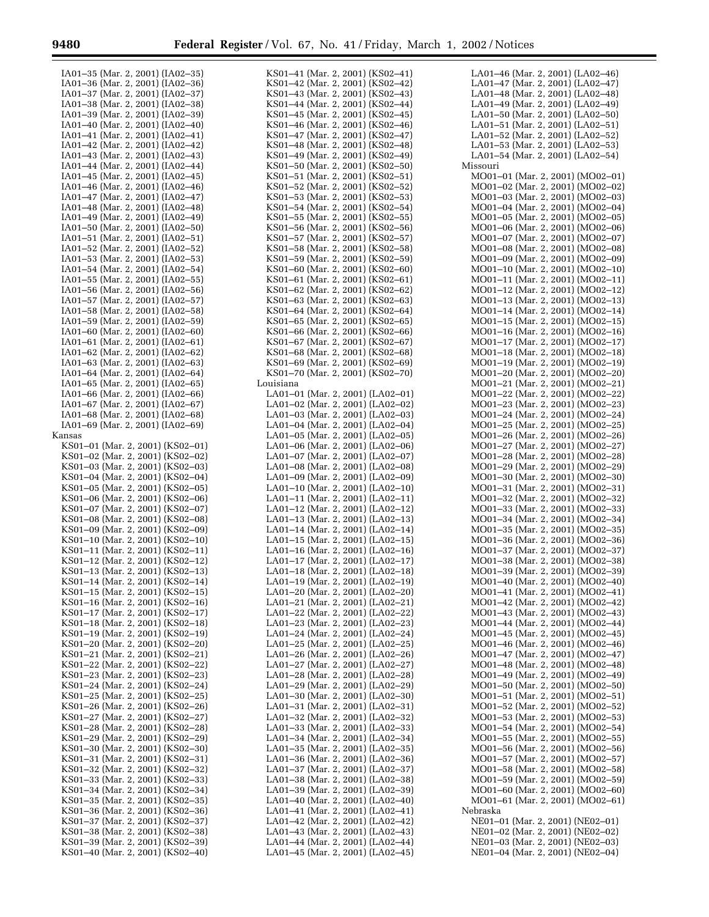IA01–35 (Mar. 2, 2001) (IA02–35)
IA01–36 (Mar. 2, 2001) (IA02–36)
IA01–37 (Mar. 2, 2001) (IA02–37)
IA01–38 (Mar. 2, 2001) (IA02–38)
IA01–39 (Mar. 2, 2001) (IA02–39)
IA01–40 (Mar. 2, 2001) (IA02–40)
IA01–41 (Mar. 2, 2001) (IA02–41)
IA01–42 (Mar. 2, 2001) (IA02–42)
IA01–43 (Mar. 2, 2001) (IA02–43)
IA01–44 (Mar. 2, 2001) (IA02–44)
IA01–45 (Mar. 2, 2001) (IA02–45)
IA01–46 (Mar. 2, 2001) (IA02–46)
IA01–47 (Mar. 2, 2001) (IA02–47)
IA01–48 (Mar. 2, 2001) (IA02–48)
IA01–49 (Mar. 2, 2001) (IA02–49)
IA01–50 (Mar. 2, 2001) (IA02–50)
IA01–51 (Mar. 2, 2001) (IA02–51)
IA01–52 (Mar. 2, 2001) (IA02–52)
IA01–53 (Mar. 2, 2001) (IA02–53)
IA01–54 (Mar. 2, 2001) (IA02–54)
IA01–55 (Mar. 2, 2001) (IA02–55)
IA01–56 (Mar. 2, 2001) (IA02–56)
IA01–57 (Mar. 2, 2001) (IA02–57)
IA01–58 (Mar. 2, 2001) (IA02–58)
IA01–59 (Mar. 2, 2001) (IA02–59)
IA01–60 (Mar. 2, 2001) (IA02–60)
IA01–61 (Mar. 2, 2001) (IA02–61)
IA01–62 (Mar. 2, 2001) (IA02–62)
IA01–63 (Mar. 2, 2001) (IA02–63)
IA01–64 (Mar. 2, 2001) (IA02–64)
IA01–65 (Mar. 2, 2001) (IA02–65)
IA01–66 (Mar. 2, 2001) (IA02–66)
IA01–67 (Mar. 2, 2001) (IA02–67)
IA01–68 (Mar. 2, 2001) (IA02–68)
IA01–69 (Mar. 2, 2001) (IA02–69)

Kansas

KS01–01 (Mar. 2, 2001) (KS02–01)
KS01–02 (Mar. 2, 2001) (KS02–02)
KS01–03 (Mar. 2, 2001) (KS02–03)
KS01–04 (Mar. 2, 2001) (KS02–04)
KS01–05 (Mar. 2, 2001) (KS02–05)
KS01–06 (Mar. 2, 2001) (KS02–06)
KS01–07 (Mar. 2, 2001) (KS02–07)
KS01–08 (Mar. 2, 2001) (KS02–08)
KS01–09 (Mar. 2, 2001) (KS02–09)
KS01–10 (Mar. 2, 2001) (KS02–10)
KS01–11 (Mar. 2, 2001) (KS02–11)
KS01–12 (Mar. 2, 2001) (KS02–12)
KS01–13 (Mar. 2, 2001) (KS02–13)
KS01–14 (Mar. 2, 2001) (KS02–14)
KS01–15 (Mar. 2, 2001) (KS02–15)
KS01–16 (Mar. 2, 2001) (KS02–16)
KS01–17 (Mar. 2, 2001) (KS02–17)
KS01–18 (Mar. 2, 2001) (KS02–18)
KS01–19 (Mar. 2, 2001) (KS02–19)
KS01–20 (Mar. 2, 2001) (KS02–20)
KS01–21 (Mar. 2, 2001) (KS02–21)
KS01–22 (Mar. 2, 2001) (KS02–22)
KS01–23 (Mar. 2, 2001) (KS02–23)
KS01–24 (Mar. 2, 2001) (KS02–24)
KS01–25 (Mar. 2, 2001) (KS02–25)
KS01–26 (Mar. 2, 2001) (KS02–26)
KS01–27 (Mar. 2, 2001) (KS02–27)
KS01–28 (Mar. 2, 2001) (KS02–28)
KS01–29 (Mar. 2, 2001) (KS02–29)
KS01–30 (Mar. 2, 2001) (KS02–30)
KS01–31 (Mar. 2, 2001) (KS02–31)
KS01–32 (Mar. 2, 2001) (KS02–32)
KS01–33 (Mar. 2, 2001) (KS02–33)
KS01–34 (Mar. 2, 2001) (KS02–34)
KS01–35 (Mar. 2, 2001) (KS02–35)
KS01–36 (Mar. 2, 2001) (KS02–36)
KS01–37 (Mar. 2, 2001) (KS02–37)
KS01–38 (Mar. 2, 2001) (KS02–38)
KS01–39 (Mar. 2, 2001) (KS02–39)
KS01–40 (Mar. 2, 2001) (KS02–40)
KS01–41 (Mar. 2, 2001) (KS02–41)
KS01–42 (Mar. 2, 2001) (KS02–42)
KS01–43 (Mar. 2, 2001) (KS02–43)
KS01–44 (Mar. 2, 2001) (KS02–44)
KS01–45 (Mar. 2, 2001) (KS02–45)
KS01–46 (Mar. 2, 2001) (KS02–46)
KS01–47 (Mar. 2, 2001) (KS02–47)
KS01–48 (Mar. 2, 2001) (KS02–48)
KS01–49 (Mar. 2, 2001) (KS02–49)
KS01–50 (Mar. 2, 2001) (KS02–50)
KS01–51 (Mar. 2, 2001) (KS02–51)
KS01–52 (Mar. 2, 2001) (KS02–52)
KS01–53 (Mar. 2, 2001) (KS02–53)
KS01–54 (Mar. 2, 2001) (KS02–54)
KS01–55 (Mar. 2, 2001) (KS02–55)
KS01–56 (Mar. 2, 2001) (KS02–56)
KS01–57 (Mar. 2, 2001) (KS02–57)
KS01–58 (Mar. 2, 2001) (KS02–58)
KS01–59 (Mar. 2, 2001) (KS02–59)
KS01–60 (Mar. 2, 2001) (KS02–60)
KS01–61 (Mar. 2, 2001) (KS02–61)
KS01–62 (Mar. 2, 2001) (KS02–62)
KS01–63 (Mar. 2, 2001) (KS02–63)
KS01–64 (Mar. 2, 2001) (KS02–64)
KS01–65 (Mar. 2, 2001) (KS02–65)
KS01–66 (Mar. 2, 2001) (KS02–66)
KS01–67 (Mar. 2, 2001) (KS02–67)
KS01–68 (Mar. 2, 2001) (KS02–68)
KS01–69 (Mar. 2, 2001) (KS02–69)
KS01–70 (Mar. 2, 2001) (KS02–70)

Louisiana

LA01–01 (Mar. 2, 2001) (LA02–01)
LA01–02 (Mar. 2, 2001) (LA02–02)
LA01–03 (Mar. 2, 2001) (LA02–03)
LA01–04 (Mar. 2, 2001) (LA02–04)
LA01–05 (Mar. 2, 2001) (LA02–05)
LA01–06 (Mar. 2, 2001) (LA02–06)
LA01–07 (Mar. 2, 2001) (LA02–07)
LA01–08 (Mar. 2, 2001) (LA02–08)
LA01–09 (Mar. 2, 2001) (LA02–09)
LA01–10 (Mar. 2, 2001) (LA02–10)
LA01–11 (Mar. 2, 2001) (LA02–11)
LA01–12 (Mar. 2, 2001) (LA02–12)
LA01–13 (Mar. 2, 2001) (LA02–13)
LA01–14 (Mar. 2, 2001) (LA02–14)
LA01–15 (Mar. 2, 2001) (LA02–15)
LA01–16 (Mar. 2, 2001) (LA02–16)
LA01–17 (Mar. 2, 2001) (LA02–17)
LA01–18 (Mar. 2, 2001) (LA02–18)
LA01–19 (Mar. 2, 2001) (LA02–19)
LA01–20 (Mar. 2, 2001) (LA02–20)
LA01–21 (Mar. 2, 2001) (LA02–21)
LA01–22 (Mar. 2, 2001) (LA02–22)
LA01–23 (Mar. 2, 2001) (LA02–23)
LA01–24 (Mar. 2, 2001) (LA02–24)
LA01–25 (Mar. 2, 2001) (LA02–25)
LA01–26 (Mar. 2, 2001) (LA02–26)
LA01–27 (Mar. 2, 2001) (LA02–27)
LA01–28 (Mar. 2, 2001) (LA02–28)
LA01–29 (Mar. 2, 2001) (LA02–29)
LA01–30 (Mar. 2, 2001) (LA02–30)
LA01–31 (Mar. 2, 2001) (LA02–31)
LA01–32 (Mar. 2, 2001) (LA02–32)
LA01–33 (Mar. 2, 2001) (LA02–33)
LA01–34 (Mar. 2, 2001) (LA02–34)
LA01–35 (Mar. 2, 2001) (LA02–35)
LA01–36 (Mar. 2, 2001) (LA02–36)
LA01–37 (Mar. 2, 2001) (LA02–37)
LA01–38 (Mar. 2, 2001) (LA02–38)
LA01–39 (Mar. 2, 2001) (LA02–39)
LA01–40 (Mar. 2, 2001) (LA02–40)
LA01–41 (Mar. 2, 2001) (LA02–41)
LA01–42 (Mar. 2, 2001) (LA02–42)
LA01–43 (Mar. 2, 2001) (LA02–43)
LA01–44 (Mar. 2, 2001) (LA02–44)
LA01–45 (Mar. 2, 2001) (LA02–45)
LA01–46 (Mar. 2, 2001) (LA02–46)
LA01–47 (Mar. 2, 2001) (LA02–47)
LA01–48 (Mar. 2, 2001) (LA02–48)
LA01–49 (Mar. 2, 2001) (LA02–49)
LA01–50 (Mar. 2, 2001) (LA02–50)
LA01–51 (Mar. 2, 2001) (LA02–51)
LA01–52 (Mar. 2, 2001) (LA02–52)
LA01–53 (Mar. 2, 2001) (LA02–53)
LA01–54 (Mar. 2, 2001) (LA02–54)

Missouri

MO01–01 (Mar. 2, 2001) (MO02–01)
MO01–02 (Mar. 2, 2001) (MO02–02)
MO01–03 (Mar. 2, 2001) (MO02–03)
MO01–04 (Mar. 2, 2001) (MO02–04)
MO01–05 (Mar. 2, 2001) (MO02–05)
MO01–06 (Mar. 2, 2001) (MO02–06)
MO01–07 (Mar. 2, 2001) (MO02–07)
MO01–08 (Mar. 2, 2001) (MO02–08)
MO01–09 (Mar. 2, 2001) (MO02–09)
MO01–10 (Mar. 2, 2001) (MO02–10)
MO01–11 (Mar. 2, 2001) (MO02–11)
MO01–12 (Mar. 2, 2001) (MO02–12)
MO01–13 (Mar. 2, 2001) (MO02–13)
MO01–14 (Mar. 2, 2001) (MO02–14)
MO01–15 (Mar. 2, 2001) (MO02–15)
MO01–16 (Mar. 2, 2001) (MO02–16)
MO01–17 (Mar. 2, 2001) (MO02–17)
MO01–18 (Mar. 2, 2001) (MO02–18)
MO01–19 (Mar. 2, 2001) (MO02–19)
MO01–20 (Mar. 2, 2001) (MO02–20)
MO01–21 (Mar. 2, 2001) (MO02–21)
MO01–22 (Mar. 2, 2001) (MO02–22)
MO01–23 (Mar. 2, 2001) (MO02–23)
MO01–24 (Mar. 2, 2001) (MO02–24)
MO01–25 (Mar. 2, 2001) (MO02–25)
MO01–26 (Mar. 2, 2001) (MO02–26)
MO01–27 (Mar. 2, 2001) (MO02–27)
MO01–28 (Mar. 2, 2001) (MO02–28)
MO01–29 (Mar. 2, 2001) (MO02–29)
MO01–30 (Mar. 2, 2001) (MO02–30)
MO01–31 (Mar. 2, 2001) (MO02–31)
MO01–32 (Mar. 2, 2001) (MO02–32)
MO01–33 (Mar. 2, 2001) (MO02–33)
MO01–34 (Mar. 2, 2001) (MO02–34)
MO01–35 (Mar. 2, 2001) (MO02–35)
MO01–36 (Mar. 2, 2001) (MO02–36)
MO01–37 (Mar. 2, 2001) (MO02–37)
MO01–38 (Mar. 2, 2001) (MO02–38)
MO01–39 (Mar. 2, 2001) (MO02–39)
MO01–40 (Mar. 2, 2001) (MO02–40)
MO01–41 (Mar. 2, 2001) (MO02–41)
MO01–42 (Mar. 2, 2001) (MO02–42)
MO01–43 (Mar. 2, 2001) (MO02–43)
MO01–44 (Mar. 2, 2001) (MO02–44)
MO01–45 (Mar. 2, 2001) (MO02–45)
MO01–46 (Mar. 2, 2001) (MO02–46)
MO01–47 (Mar. 2, 2001) (MO02–47)
MO01–48 (Mar. 2, 2001) (MO02–48)
MO01–49 (Mar. 2, 2001) (MO02–49)
MO01–50 (Mar. 2, 2001) (MO02–50)
MO01–51 (Mar. 2, 2001) (MO02–51)
MO01–52 (Mar. 2, 2001) (MO02–52)
MO01–53 (Mar. 2, 2001) (MO02–53)
MO01–54 (Mar. 2, 2001) (MO02–54)
MO01–55 (Mar. 2, 2001) (MO02–55)
MO01–56 (Mar. 2, 2001) (MO02–56)
MO01–57 (Mar. 2, 2001) (MO02–57)
MO01–58 (Mar. 2, 2001) (MO02–58)
MO01–59 (Mar. 2, 2001) (MO02–59)
MO01–60 (Mar. 2, 2001) (MO02–60)
MO01–61 (Mar. 2, 2001) (MO02–61)

Nebraska

NE01–01 (Mar. 2, 2001) (NE02–01)
NE01–02 (Mar. 2, 2001) (NE02–02)
NE01–03 (Mar. 2, 2001) (NE02–03)
NE01–04 (Mar. 2, 2001) (NE02–04)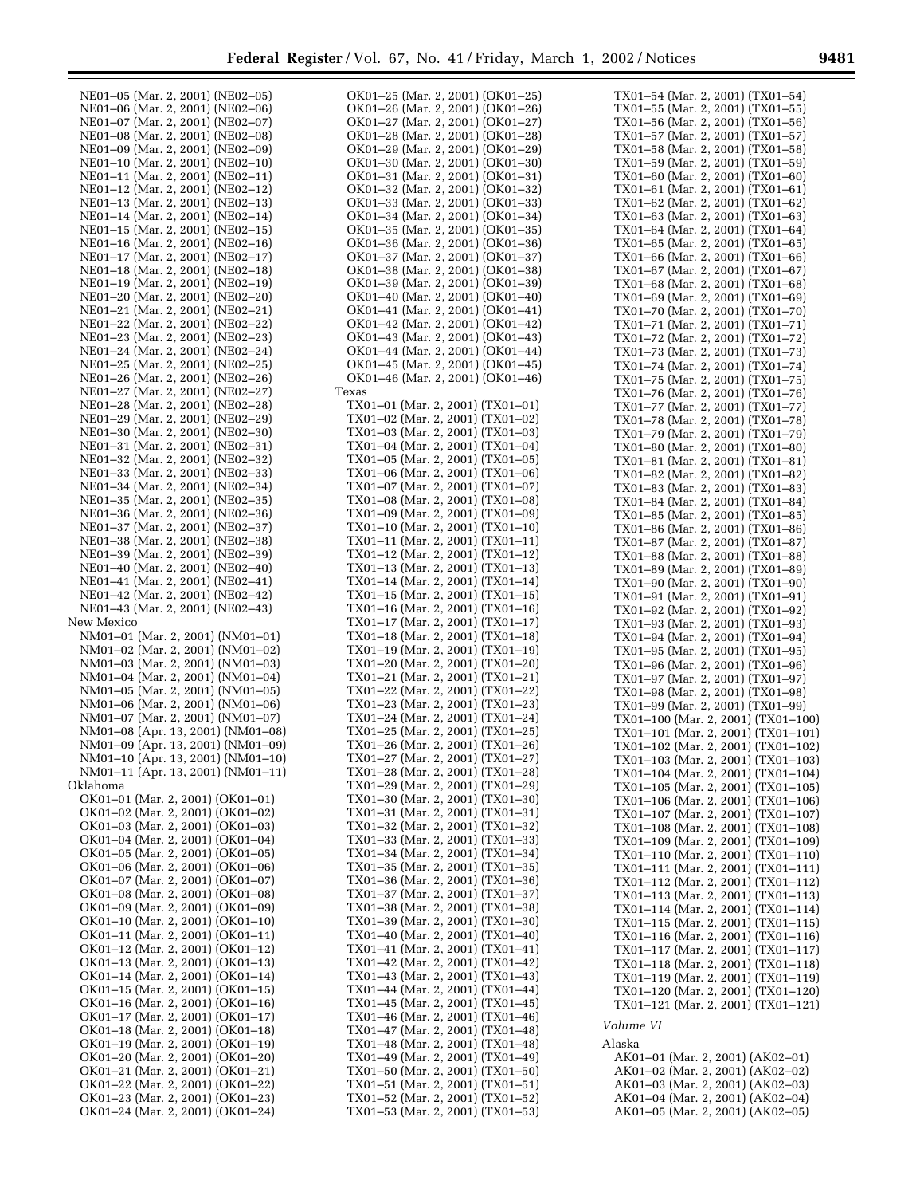NE01–05 (Mar. 2, 2001) (NE02–05)
NE01–06 (Mar. 2, 2001) (NE02–06)
NE01–07 (Mar. 2, 2001) (NE02–07)
NE01–08 (Mar. 2, 2001) (NE02–08)
NE01–09 (Mar. 2, 2001) (NE02–09)
NE01–10 (Mar. 2, 2001) (NE02–10)
NE01–11 (Mar. 2, 2001) (NE02–11)
NE01–12 (Mar. 2, 2001) (NE02–12)
NE01–13 (Mar. 2, 2001) (NE02–13)
NE01–14 (Mar. 2, 2001) (NE02–14)
NE01–15 (Mar. 2, 2001) (NE02–15)
NE01–16 (Mar. 2, 2001) (NE02–16)
NE01–17 (Mar. 2, 2001) (NE02–17)
NE01–18 (Mar. 2, 2001) (NE02–18)
NE01–19 (Mar. 2, 2001) (NE02–19)
NE01–20 (Mar. 2, 2001) (NE02–20)
NE01–21 (Mar. 2, 2001) (NE02–21)
NE01–22 (Mar. 2, 2001) (NE02–22)
NE01–23 (Mar. 2, 2001) (NE02–23)
NE01–24 (Mar. 2, 2001) (NE02–24)
NE01–25 (Mar. 2, 2001) (NE02–25)
NE01–26 (Mar. 2, 2001) (NE02–26)
NE01–27 (Mar. 2, 2001) (NE02–27)
NE01–28 (Mar. 2, 2001) (NE02–28)
NE01–29 (Mar. 2, 2001) (NE02–29)
NE01–30 (Mar. 2, 2001) (NE02–30)
NE01–31 (Mar. 2, 2001) (NE02–31)
NE01–32 (Mar. 2, 2001) (NE02–32)
NE01–33 (Mar. 2, 2001) (NE02–33)
NE01–34 (Mar. 2, 2001) (NE02–34)
NE01–35 (Mar. 2, 2001) (NE02–35)
NE01–36 (Mar. 2, 2001) (NE02–36)
NE01–37 (Mar. 2, 2001) (NE02–37)
NE01–38 (Mar. 2, 2001) (NE02–38)
NE01–39 (Mar. 2, 2001) (NE02–39)
NE01–40 (Mar. 2, 2001) (NE02–40)
NE01–41 (Mar. 2, 2001) (NE02–41)
NE01–42 (Mar. 2, 2001) (NE02–42)
NE01–43 (Mar. 2, 2001) (NE02–43)

New Mexico

NM01–01 (Mar. 2, 2001) (NM01–01)
NM01–02 (Mar. 2, 2001) (NM01–02)
NM01–03 (Mar. 2, 2001) (NM01–03)
NM01–04 (Mar. 2, 2001) (NM01–04)
NM01–05 (Mar. 2, 2001) (NM01–05)
NM01–06 (Mar. 2, 2001) (NM01–06)
NM01–07 (Mar. 2, 2001) (NM01–07)
NM01–08 (Apr. 13, 2001) (NM01–08)
NM01–09 (Apr. 13, 2001) (NM01–09)
NM01–10 (Apr. 13, 2001) (NM01–10)
NM01–11 (Apr. 13, 2001) (NM01–11)

Oklahoma

OK01–01 (Mar. 2, 2001) (OK01–01)
OK01–02 (Mar. 2, 2001) (OK01–02)
OK01–03 (Mar. 2, 2001) (OK01–03)
OK01–04 (Mar. 2, 2001) (OK01–04)
OK01–05 (Mar. 2, 2001) (OK01–05)
OK01–06 (Mar. 2, 2001) (OK01–06)
OK01–07 (Mar. 2, 2001) (OK01–07)
OK01–08 (Mar. 2, 2001) (OK01–08)
OK01–09 (Mar. 2, 2001) (OK01–09)
OK01–10 (Mar. 2, 2001) (OK01–10)
OK01–11 (Mar. 2, 2001) (OK01–11)
OK01–12 (Mar. 2, 2001) (OK01–12)
OK01–13 (Mar. 2, 2001) (OK01–13)
OK01–14 (Mar. 2, 2001) (OK01–14)
OK01–15 (Mar. 2, 2001) (OK01–15)
OK01–16 (Mar. 2, 2001) (OK01–16)
OK01–17 (Mar. 2, 2001) (OK01–17)
OK01–18 (Mar. 2, 2001) (OK01–18)
OK01–19 (Mar. 2, 2001) (OK01–19)
OK01–20 (Mar. 2, 2001) (OK01–20)
OK01–21 (Mar. 2, 2001) (OK01–21)
OK01–22 (Mar. 2, 2001) (OK01–22)
OK01–23 (Mar. 2, 2001) (OK01–23)
OK01–24 (Mar. 2, 2001) (OK01–24)
OK01–25 (Mar. 2, 2001) (OK01–25)
OK01–26 (Mar. 2, 2001) (OK01–26)
OK01–27 (Mar. 2, 2001) (OK01–27)
OK01–28 (Mar. 2, 2001) (OK01–28)
OK01–29 (Mar. 2, 2001) (OK01–29)
OK01–30 (Mar. 2, 2001) (OK01–30)
OK01–31 (Mar. 2, 2001) (OK01–31)
OK01–32 (Mar. 2, 2001) (OK01–32)
OK01–33 (Mar. 2, 2001) (OK01–33)
OK01–34 (Mar. 2, 2001) (OK01–34)
OK01–35 (Mar. 2, 2001) (OK01–35)
OK01–36 (Mar. 2, 2001) (OK01–36)
OK01–37 (Mar. 2, 2001) (OK01–37)
OK01–38 (Mar. 2, 2001) (OK01–38)
OK01–39 (Mar. 2, 2001) (OK01–39)
OK01–40 (Mar. 2, 2001) (OK01–40)
OK01–41 (Mar. 2, 2001) (OK01–41)
OK01–42 (Mar. 2, 2001) (OK01–42)
OK01–43 (Mar. 2, 2001) (OK01–43)
OK01–44 (Mar. 2, 2001) (OK01–44)
OK01–45 (Mar. 2, 2001) (OK01–45)
OK01–46 (Mar. 2, 2001) (OK01–46)

Texas

TX01–01 (Mar. 2, 2001) (TX01–01)
TX01–02 (Mar. 2, 2001) (TX01–02)
TX01–03 (Mar. 2, 2001) (TX01–03)
TX01–04 (Mar. 2, 2001) (TX01–04)
TX01–05 (Mar. 2, 2001) (TX01–05)
TX01–06 (Mar. 2, 2001) (TX01–06)
TX01–07 (Mar. 2, 2001) (TX01–07)
TX01–08 (Mar. 2, 2001) (TX01–08)
TX01–09 (Mar. 2, 2001) (TX01–09)
TX01–10 (Mar. 2, 2001) (TX01–10)
TX01–11 (Mar. 2, 2001) (TX01–11)
TX01–12 (Mar. 2, 2001) (TX01–12)
TX01–13 (Mar. 2, 2001) (TX01–13)
TX01–14 (Mar. 2, 2001) (TX01–14)
TX01–15 (Mar. 2, 2001) (TX01–15)
TX01–16 (Mar. 2, 2001) (TX01–16)
TX01–17 (Mar. 2, 2001) (TX01–17)
TX01–18 (Mar. 2, 2001) (TX01–18)
TX01–19 (Mar. 2, 2001) (TX01–19)
TX01–20 (Mar. 2, 2001) (TX01–20)
TX01–21 (Mar. 2, 2001) (TX01–21)
TX01–22 (Mar. 2, 2001) (TX01–22)
TX01–23 (Mar. 2, 2001) (TX01–23)
TX01–24 (Mar. 2, 2001) (TX01–24)
TX01–25 (Mar. 2, 2001) (TX01–25)
TX01–26 (Mar. 2, 2001) (TX01–26)
TX01–27 (Mar. 2, 2001) (TX01–27)
TX01–28 (Mar. 2, 2001) (TX01–28)
TX01–29 (Mar. 2, 2001) (TX01–29)
TX01–30 (Mar. 2, 2001) (TX01–30)
TX01–31 (Mar. 2, 2001) (TX01–31)
TX01–32 (Mar. 2, 2001) (TX01–32)
TX01–33 (Mar. 2, 2001) (TX01–33)
TX01–34 (Mar. 2, 2001) (TX01–34)
TX01–35 (Mar. 2, 2001) (TX01–35)
TX01–36 (Mar. 2, 2001) (TX01–36)
TX01–37 (Mar. 2, 2001) (TX01–37)
TX01–38 (Mar. 2, 2001) (TX01–38)
TX01–39 (Mar. 2, 2001) (TX01–30)
TX01–40 (Mar. 2, 2001) (TX01–40)
TX01–41 (Mar. 2, 2001) (TX01–41)
TX01–42 (Mar. 2, 2001) (TX01–42)
TX01–43 (Mar. 2, 2001) (TX01–43)
TX01–44 (Mar. 2, 2001) (TX01–44)
TX01–45 (Mar. 2, 2001) (TX01–45)
TX01–46 (Mar. 2, 2001) (TX01–46)
TX01–47 (Mar. 2, 2001) (TX01–48)
TX01–48 (Mar. 2, 2001) (TX01–48)
TX01–49 (Mar. 2, 2001) (TX01–49)
TX01–50 (Mar. 2, 2001) (TX01–50)
TX01–51 (Mar. 2, 2001) (TX01–51)
TX01–52 (Mar. 2, 2001) (TX01–52)
TX01–53 (Mar. 2, 2001) (TX01–53)
TX01–54 (Mar. 2, 2001) (TX01–54)
TX01–55 (Mar. 2, 2001) (TX01–55)
TX01–56 (Mar. 2, 2001) (TX01–56)
TX01–57 (Mar. 2, 2001) (TX01–57)
TX01–58 (Mar. 2, 2001) (TX01–58)
TX01–59 (Mar. 2, 2001) (TX01–59)
TX01–60 (Mar. 2, 2001) (TX01–60)
TX01–61 (Mar. 2, 2001) (TX01–61)
TX01–62 (Mar. 2, 2001) (TX01–62)
TX01–63 (Mar. 2, 2001) (TX01–63)
TX01–64 (Mar. 2, 2001) (TX01–64)
TX01–65 (Mar. 2, 2001) (TX01–65)
TX01–66 (Mar. 2, 2001) (TX01–66)
TX01–67 (Mar. 2, 2001) (TX01–67)
TX01–68 (Mar. 2, 2001) (TX01–68)
TX01–69 (Mar. 2, 2001) (TX01–69)
TX01–70 (Mar. 2, 2001) (TX01–70)
TX01–71 (Mar. 2, 2001) (TX01–71)
TX01–72 (Mar. 2, 2001) (TX01–72)
TX01–73 (Mar. 2, 2001) (TX01–73)
TX01–74 (Mar. 2, 2001) (TX01–74)
TX01–75 (Mar. 2, 2001) (TX01–75)
TX01–76 (Mar. 2, 2001) (TX01–76)
TX01–77 (Mar. 2, 2001) (TX01–77)
TX01–78 (Mar. 2, 2001) (TX01–78)
TX01–79 (Mar. 2, 2001) (TX01–79)
TX01–80 (Mar. 2, 2001) (TX01–80)
TX01–81 (Mar. 2, 2001) (TX01–81)
TX01–82 (Mar. 2, 2001) (TX01–82)
TX01–83 (Mar. 2, 2001) (TX01–83)
TX01–84 (Mar. 2, 2001) (TX01–84)
TX01–85 (Mar. 2, 2001) (TX01–85)
TX01–86 (Mar. 2, 2001) (TX01–86)
TX01–87 (Mar. 2, 2001) (TX01–87)
TX01–88 (Mar. 2, 2001) (TX01–88)
TX01–89 (Mar. 2, 2001) (TX01–89)
TX01–90 (Mar. 2, 2001) (TX01–90)
TX01–91 (Mar. 2, 2001) (TX01–91)
TX01–92 (Mar. 2, 2001) (TX01–92)
TX01–93 (Mar. 2, 2001) (TX01–93)
TX01–94 (Mar. 2, 2001) (TX01–94)
TX01–95 (Mar. 2, 2001) (TX01–95)
TX01–96 (Mar. 2, 2001) (TX01–96)
TX01–97 (Mar. 2, 2001) (TX01–97)
TX01–98 (Mar. 2, 2001) (TX01–98)
TX01–99 (Mar. 2, 2001) (TX01–99)
TX01–100 (Mar. 2, 2001) (TX01–100)
TX01–101 (Mar. 2, 2001) (TX01–101)
TX01–102 (Mar. 2, 2001) (TX01–102)
TX01–103 (Mar. 2, 2001) (TX01–103)
TX01–104 (Mar. 2, 2001) (TX01–104)
TX01–105 (Mar. 2, 2001) (TX01–105)
TX01–106 (Mar. 2, 2001) (TX01–106)
TX01–107 (Mar. 2, 2001) (TX01–107)
TX01–108 (Mar. 2, 2001) (TX01–108)
TX01–109 (Mar. 2, 2001) (TX01–109)
TX01–110 (Mar. 2, 2001) (TX01–110)
TX01–111 (Mar. 2, 2001) (TX01–111)
TX01–112 (Mar. 2, 2001) (TX01–112)
TX01–113 (Mar. 2, 2001) (TX01–113)
TX01–114 (Mar. 2, 2001) (TX01–114)
TX01–115 (Mar. 2, 2001) (TX01–115)
TX01–116 (Mar. 2, 2001) (TX01–116)
TX01–117 (Mar. 2, 2001) (TX01–117)
TX01–118 (Mar. 2, 2001) (TX01–118)
TX01–119 (Mar. 2, 2001) (TX01–119)
TX01–120 (Mar. 2, 2001) (TX01–120)
TX01–121 (Mar. 2, 2001) (TX01–121)

*Volume VI*

Alaska

AK01–01 (Mar. 2, 2001) (AK02–01)
AK01–02 (Mar. 2, 2001) (AK02–02)
AK01–03 (Mar. 2, 2001) (AK02–03)
AK01–04 (Mar. 2, 2001) (AK02–04)
AK01–05 (Mar. 2, 2001) (AK02–05)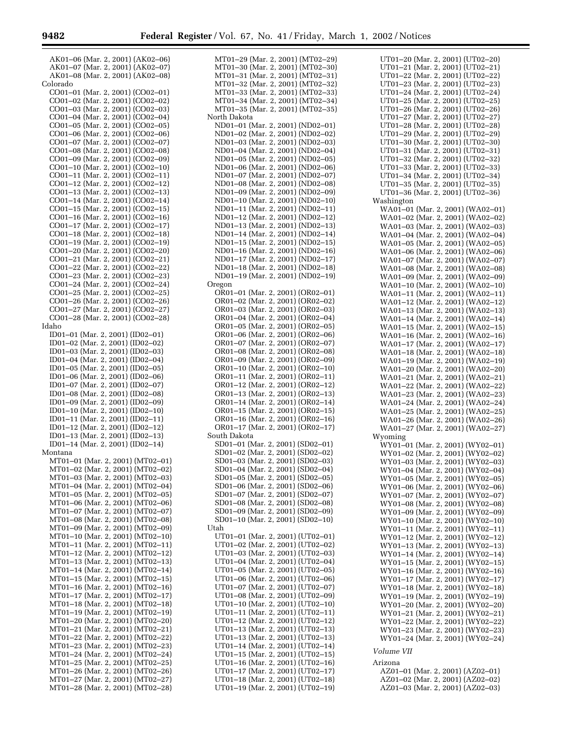AK01–06 (Mar. 2, 2001) (AK02–06)
AK01–07 (Mar. 2, 2001) (AK02–07)
AK01–08 (Mar. 2, 2001) (AK02–08)

Colorado

CO01–01 (Mar. 2, 2001) (CO02–01)
CO01–02 (Mar. 2, 2001) (CO02–02)
CO01–03 (Mar. 2, 2001) (CO02–03)
CO01–04 (Mar. 2, 2001) (CO02–04)
CO01–05 (Mar. 2, 2001) (CO02–05)
CO01–06 (Mar. 2, 2001) (CO02–06)
CO01–07 (Mar. 2, 2001) (CO02–07)
CO01–08 (Mar. 2, 2001) (CO02–08)
CO01–09 (Mar. 2, 2001) (CO02–09)
CO01–10 (Mar. 2, 2001) (CO02–10)
CO01–11 (Mar. 2, 2001) (CO02–11)
CO01–12 (Mar. 2, 2001) (CO02–12)
CO01–13 (Mar. 2, 2001) (CO02–13)
CO01–14 (Mar. 2, 2001) (CO02–14)
CO01–15 (Mar. 2, 2001) (CO02–15)
CO01–16 (Mar. 2, 2001) (CO02–16)
CO01–17 (Mar. 2, 2001) (CO02–17)
CO01–18 (Mar. 2, 2001) (CO02–18)
CO01–19 (Mar. 2, 2001) (CO02–19)
CO01–20 (Mar. 2, 2001) (CO02–20)
CO01–21 (Mar. 2, 2001) (CO02–21)
CO01–22 (Mar. 2, 2001) (CO02–22)
CO01–23 (Mar. 2, 2001) (CO02–23)
CO01–24 (Mar. 2, 2001) (CO02–24)
CO01–25 (Mar. 2, 2001) (CO02–25)
CO01–26 (Mar. 2, 2001) (CO02–26)
CO01–27 (Mar. 2, 2001) (CO02–27)
CO01–28 (Mar. 2, 2001) (CO02–28)

Idaho

ID01–01 (Mar. 2, 2001) (ID02–01)
ID01–02 (Mar. 2, 2001) (ID02–02)
ID01–03 (Mar. 2, 2001) (ID02–03)
ID01–04 (Mar. 2, 2001) (ID02–04)
ID01–05 (Mar. 2, 2001) (ID02–05)
ID01–06 (Mar. 2, 2001) (ID02–06)
ID01–07 (Mar. 2, 2001) (ID02–07)
ID01–08 (Mar. 2, 2001) (ID02–08)
ID01–09 (Mar. 2, 2001) (ID02–09)
ID01–10 (Mar. 2, 2001) (ID02–10)
ID01–11 (Mar. 2, 2001) (ID02–11)
ID01–12 (Mar. 2, 2001) (ID02–12)
ID01–13 (Mar. 2, 2001) (ID02–13)
ID01–14 (Mar. 2, 2001) (ID02–14)

Montana

MT01–01 (Mar. 2, 2001) (MT02–01)
MT01–02 (Mar. 2, 2001) (MT02–02)
MT01–03 (Mar. 2, 2001) (MT02–03)
MT01–04 (Mar. 2, 2001) (MT02–04)
MT01–05 (Mar. 2, 2001) (MT02–05)
MT01–06 (Mar. 2, 2001) (MT02–06)
MT01–07 (Mar. 2, 2001) (MT02–07)
MT01–08 (Mar. 2, 2001) (MT02–08)
MT01–09 (Mar. 2, 2001) (MT02–09)
MT01–10 (Mar. 2, 2001) (MT02–10)
MT01–11 (Mar. 2, 2001) (MT02–11)
MT01–12 (Mar. 2, 2001) (MT02–12)
MT01–13 (Mar. 2, 2001) (MT02–13)
MT01–14 (Mar. 2, 2001) (MT02–14)
MT01–15 (Mar. 2, 2001) (MT02–15)
MT01–16 (Mar. 2, 2001) (MT02–16)
MT01–17 (Mar. 2, 2001) (MT02–17)
MT01–18 (Mar. 2, 2001) (MT02–18)
MT01–19 (Mar. 2, 2001) (MT02–19)
MT01–20 (Mar. 2, 2001) (MT02–20)
MT01–21 (Mar. 2, 2001) (MT02–21)
MT01–22 (Mar. 2, 2001) (MT02–22)
MT01–23 (Mar. 2, 2001) (MT02–23)
MT01–24 (Mar. 2, 2001) (MT02–24)
MT01–25 (Mar. 2, 2001) (MT02–25)
MT01–26 (Mar. 2, 2001) (MT02–26)
MT01–27 (Mar. 2, 2001) (MT02–27)
MT01–28 (Mar. 2, 2001) (MT02–28)
MT01–29 (Mar. 2, 2001) (MT02–29)
MT01–30 (Mar. 2, 2001) (MT02–30)
MT01–31 (Mar. 2, 2001) (MT02–31)
MT01–32 (Mar. 2, 2001) (MT02–32)
MT01–33 (Mar. 2, 2001) (MT02–33)
MT01–34 (Mar. 2, 2001) (MT02–34)
MT01–35 (Mar. 2, 2001) (MT02–35)

North Dakota

ND01–01 (Mar. 2, 2001) (ND02–01)
ND01–02 (Mar. 2, 2001) (ND02–02)
ND01–03 (Mar. 2, 2001) (ND02–03)
ND01–04 (Mar. 2, 2001) (ND02–04)
ND01–05 (Mar. 2, 2001) (ND02–05)
ND01–06 (Mar. 2, 2001) (ND02–06)
ND01–07 (Mar. 2, 2001) (ND02–07)
ND01–08 (Mar. 2, 2001) (ND02–08)
ND01–09 (Mar. 2, 2001) (ND02–09)
ND01–10 (Mar. 2, 2001) (ND02–10)
ND01–11 (Mar. 2, 2001) (ND02–11)
ND01–12 (Mar. 2, 2001) (ND02–12)
ND01–13 (Mar. 2, 2001) (ND02–13)
ND01–14 (Mar. 2, 2001) (ND02–14)
ND01–15 (Mar. 2, 2001) (ND02–15)
ND01–16 (Mar. 2, 2001) (ND02–16)
ND01–17 (Mar. 2, 2001) (ND02–17)
ND01–18 (Mar. 2, 2001) (ND02–18)
ND01–19 (Mar. 2, 2001) (ND02–19)

Oregon

OR01–01 (Mar. 2, 2001) (OR02–01)
OR01–02 (Mar. 2, 2001) (OR02–02)
OR01–03 (Mar. 2, 2001) (OR02–03)
OR01–04 (Mar. 2, 2001) (OR02–04)
OR01–05 (Mar. 2, 2001) (OR02–05)
OR01–06 (Mar. 2, 2001) (OR02–06)
OR01–07 (Mar. 2, 2001) (OR02–07)
OR01–08 (Mar. 2, 2001) (OR02–08)
OR01–09 (Mar. 2, 2001) (OR02–09)
OR01–10 (Mar. 2, 2001) (OR02–10)
OR01–11 (Mar. 2, 2001) (OR02–11)
OR01–12 (Mar. 2, 2001) (OR02–12)
OR01–13 (Mar. 2, 2001) (OR02–13)
OR01–14 (Mar. 2, 2001) (OR02–14)
OR01–15 (Mar. 2, 2001) (OR02–15)
OR01–16 (Mar. 2, 2001) (OR02–16)
OR01–17 (Mar. 2, 2001) (OR02–17)

South Dakota

SD01–01 (Mar. 2, 2001) (SD02–01)
SD01–02 (Mar. 2, 2001) (SD02–02)
SD01–03 (Mar. 2, 2001) (SD02–03)
SD01–04 (Mar. 2, 2001) (SD02–04)
SD01–05 (Mar. 2, 2001) (SD02–05)
SD01–06 (Mar. 2, 2001) (SD02–06)
SD01–07 (Mar. 2, 2001) (SD02–07)
SD01–08 (Mar. 2, 2001) (SD02–08)
SD01–09 (Mar. 2, 2001) (SD02–09)
SD01–10 (Mar. 2, 2001) (SD02–10)

Utah

UT01–01 (Mar. 2, 2001) (UT02–01)
UT01–02 (Mar. 2, 2001) (UT02–02)
UT01–03 (Mar. 2, 2001) (UT02–03)
UT01–04 (Mar. 2, 2001) (UT02–04)
UT01–05 (Mar. 2, 2001) (UT02–05)
UT01–06 (Mar. 2, 2001) (UT02–06)
UT01–07 (Mar. 2, 2001) (UT02–07)
UT01–08 (Mar. 2, 2001) (UT02–09)
UT01–10 (Mar. 2, 2001) (UT02–10)
UT01–11 (Mar. 2, 2001) (UT02–11)
UT01–12 (Mar. 2, 2001) (UT02–12)
UT01–13 (Mar. 2, 2001) (UT02–13)
UT01–13 (Mar. 2, 2001) (UT02–13)
UT01–14 (Mar. 2, 2001) (UT02–14)
UT01–15 (Mar. 2, 2001) (UT02–15)
UT01–16 (Mar. 2, 2001) (UT02–16)
UT01–17 (Mar. 2, 2001) (UT02–17)
UT01–18 (Mar. 2, 2001) (UT02–18)
UT01–19 (Mar. 2, 2001) (UT02–19)
UT01–20 (Mar. 2, 2001) (UT02–20)
UT01–21 (Mar. 2, 2001) (UT02–21)
UT01–22 (Mar. 2, 2001) (UT02–22)
UT01–23 (Mar. 2, 2001) (UT02–23)
UT01–24 (Mar. 2, 2001) (UT02–24)
UT01–25 (Mar. 2, 2001) (UT02–25)
UT01–26 (Mar. 2, 2001) (UT02–26)
UT01–27 (Mar. 2, 2001) (UT02–27)
UT01–28 (Mar. 2, 2001) (UT02–28)
UT01–29 (Mar. 2, 2001) (UT02–29)
UT01–30 (Mar. 2, 2001) (UT02–30)
UT01–31 (Mar. 2, 2001) (UT02–31)
UT01–32 (Mar. 2, 2001) (UT02–32)
UT01–33 (Mar. 2, 2001) (UT02–33)
UT01–34 (Mar. 2, 2001) (UT02–34)
UT01–35 (Mar. 2, 2001) (UT02–35)
UT01–36 (Mar. 2, 2001) (UT02–36)

Washington

WA01–01 (Mar. 2, 2001) (WA02–01)
WA01–02 (Mar. 2, 2001) (WA02–02)
WA01–03 (Mar. 2, 2001) (WA02–03)
WA01–04 (Mar. 2, 2001) (WA02–04)
WA01–05 (Mar. 2, 2001) (WA02–05)
WA01–06 (Mar. 2, 2001) (WA02–06)
WA01–07 (Mar. 2, 2001) (WA02–07)
WA01–08 (Mar. 2, 2001) (WA02–08)
WA01–09 (Mar. 2, 2001) (WA02–09)
WA01–10 (Mar. 2, 2001) (WA02–10)
WA01–11 (Mar. 2, 2001) (WA02–11)
WA01–12 (Mar. 2, 2001) (WA02–12)
WA01–13 (Mar. 2, 2001) (WA02–13)
WA01–14 (Mar. 2, 2001) (WA02–14)
WA01–15 (Mar. 2, 2001) (WA02–15)
WA01–16 (Mar. 2, 2001) (WA02–16)
WA01–17 (Mar. 2, 2001) (WA02–17)
WA01–18 (Mar. 2, 2001) (WA02–18)
WA01–19 (Mar. 2, 2001) (WA02–19)
WA01–20 (Mar. 2, 2001) (WA02–20)
WA01–21 (Mar. 2, 2001) (WA02–21)
WA01–22 (Mar. 2, 2001) (WA02–22)
WA01–23 (Mar. 2, 2001) (WA02–23)
WA01–24 (Mar. 2, 2001) (WA02–24)
WA01–25 (Mar. 2, 2001) (WA02–25)
WA01–26 (Mar. 2, 2001) (WA02–26)
WA01–27 (Mar. 2, 2001) (WA02–27)

Wyoming

WY01–01 (Mar. 2, 2001) (WY02–01)
WY01–02 (Mar. 2, 2001) (WY02–02)
WY01–03 (Mar. 2, 2001) (WY02–03)
WY01–04 (Mar. 2, 2001) (WY02–04)
WY01–05 (Mar. 2, 2001) (WY02–05)
WY01–06 (Mar. 2, 2001) (WY02–06)
WY01–07 (Mar. 2, 2001) (WY02–07)
WY01–08 (Mar. 2, 2001) (WY02–08)
WY01–09 (Mar. 2, 2001) (WY02–09)
WY01–10 (Mar. 2, 2001) (WY02–10)
WY01–11 (Mar. 2, 2001) (WY02–11)
WY01–12 (Mar. 2, 2001) (WY02–12)
WY01–13 (Mar. 2, 2001) (WY02–13)
WY01–14 (Mar. 2, 2001) (WY02–14)
WY01–15 (Mar. 2, 2001) (WY02–15)
WY01–16 (Mar. 2, 2001) (WY02–16)
WY01–17 (Mar. 2, 2001) (WY02–17)
WY01–18 (Mar. 2, 2001) (WY02–18)
WY01–19 (Mar. 2, 2001) (WY02–19)
WY01–20 (Mar. 2, 2001) (WY02–20)
WY01–21 (Mar. 2, 2001) (WY02–21)
WY01–22 (Mar. 2, 2001) (WY02–22)
WY01–23 (Mar. 2, 2001) (WY02–23)
WY01–24 (Mar. 2, 2001) (WY02–24)

*Volume VII*

Arizona

AZ01–01 (Mar. 2, 2001) (AZ02–01)
AZ01–02 (Mar. 2, 2001) (AZ02–02)
AZ01–03 (Mar. 2, 2001) (AZ02–03)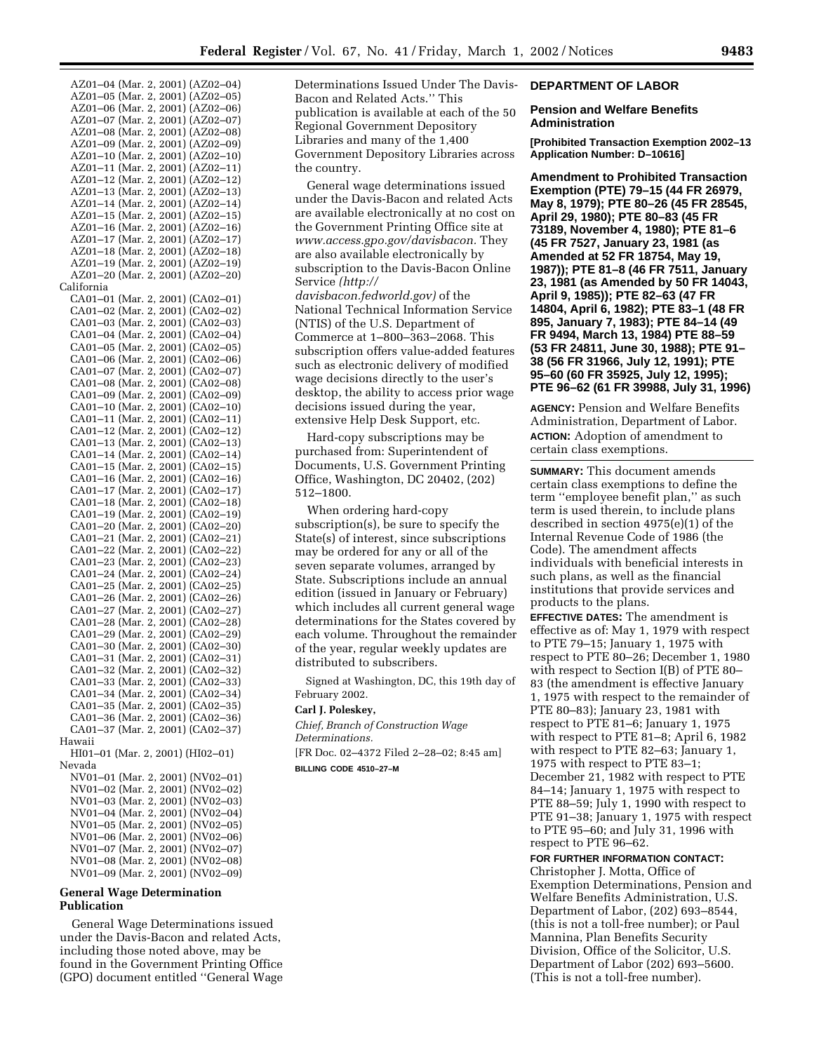AZ01–04 (Mar. 2, 2001) (AZ02–04)
AZ01–05 (Mar. 2, 2001) (AZ02–05)
AZ01–06 (Mar. 2, 2001) (AZ02–06)
AZ01–07 (Mar. 2, 2001) (AZ02–07)
AZ01–08 (Mar. 2, 2001) (AZ02–08)
AZ01–09 (Mar. 2, 2001) (AZ02–09)
AZ01–10 (Mar. 2, 2001) (AZ02–10)
AZ01–11 (Mar. 2, 2001) (AZ02–11)
AZ01–12 (Mar. 2, 2001) (AZ02–12)
AZ01–13 (Mar. 2, 2001) (AZ02–13)
AZ01–14 (Mar. 2, 2001) (AZ02–14)
AZ01–15 (Mar. 2, 2001) (AZ02–15)
AZ01–16 (Mar. 2, 2001) (AZ02–16)
AZ01–17 (Mar. 2, 2001) (AZ02–17)
AZ01–18 (Mar. 2, 2001) (AZ02–18)
AZ01–19 (Mar. 2, 2001) (AZ02–19)
AZ01–20 (Mar. 2, 2001) (AZ02–20)

California

CA01–01 (Mar. 2, 2001) (CA02–01)
CA01–02 (Mar. 2, 2001) (CA02–02)
CA01–03 (Mar. 2, 2001) (CA02–03)
CA01–04 (Mar. 2, 2001) (CA02–04)
CA01–05 (Mar. 2, 2001) (CA02–05)
CA01–06 (Mar. 2, 2001) (CA02–06)
CA01–07 (Mar. 2, 2001) (CA02–07)
CA01–08 (Mar. 2, 2001) (CA02–08)
CA01–09 (Mar. 2, 2001) (CA02–09)
CA01–10 (Mar. 2, 2001) (CA02–10)
CA01–11 (Mar. 2, 2001) (CA02–11)
CA01–12 (Mar. 2, 2001) (CA02–12)
CA01–13 (Mar. 2, 2001) (CA02–13)
CA01–14 (Mar. 2, 2001) (CA02–14)
CA01–15 (Mar. 2, 2001) (CA02–15)
CA01–16 (Mar. 2, 2001) (CA02–16)
CA01–17 (Mar. 2, 2001) (CA02–17)
CA01–18 (Mar. 2, 2001) (CA02–18)
CA01–19 (Mar. 2, 2001) (CA02–19)
CA01–20 (Mar. 2, 2001) (CA02–20)
CA01–21 (Mar. 2, 2001) (CA02–21)
CA01–22 (Mar. 2, 2001) (CA02–22)
CA01–23 (Mar. 2, 2001) (CA02–23)
CA01–24 (Mar. 2, 2001) (CA02–24)
CA01–25 (Mar. 2, 2001) (CA02–25)
CA01–26 (Mar. 2, 2001) (CA02–26)
CA01–27 (Mar. 2, 2001) (CA02–27)
CA01–28 (Mar. 2, 2001) (CA02–28)
CA01–29 (Mar. 2, 2001) (CA02–29)
CA01–30 (Mar. 2, 2001) (CA02–30)
CA01–31 (Mar. 2, 2001) (CA02–31)
CA01–32 (Mar. 2, 2001) (CA02–32)
CA01–33 (Mar. 2, 2001) (CA02–33)
CA01–34 (Mar. 2, 2001) (CA02–34)
CA01–35 (Mar. 2, 2001) (CA02–35)
CA01–36 (Mar. 2, 2001) (CA02–36)
CA01–37 (Mar. 2, 2001) (CA02–37)

Hawaii

HI01–01 (Mar. 2, 2001) (HI02–01)

Nevada

NV01–01 (Mar. 2, 2001) (NV02–01)
NV01–02 (Mar. 2, 2001) (NV02–02)
NV01–03 (Mar. 2, 2001) (NV02–03)
NV01–04 (Mar. 2, 2001) (NV02–04)
NV01–05 (Mar. 2, 2001) (NV02–05)
NV01–06 (Mar. 2, 2001) (NV02–06)
NV01–07 (Mar. 2, 2001) (NV02–07)
NV01–08 (Mar. 2, 2001) (NV02–08)
NV01–09 (Mar. 2, 2001) (NV02–09)

**General Wage Determination Publication**

General Wage Determinations issued under the Davis-Bacon and related Acts, including those noted above, may be found in the Government Printing Office (GPO) document entitled ''General Wage Determinations Issued Under The Davis-Bacon and Related Acts.'' This publication is available at each of the 50 Regional Government Depository Libraries and many of the 1,400 Government Depository Libraries across the country.

General wage determinations issued under the Davis-Bacon and related Acts are available electronically at no cost on the Government Printing Office site at *www.access.gpo.gov/davisbacon.* They are also available electronically by subscription to the Davis-Bacon Online Service *(http://davisbacon.fedworld.gov)* of the National Technical Information Service (NTIS) of the U.S. Department of Commerce at 1–800–363–2068. This subscription offers value-added features such as electronic delivery of modified wage decisions directly to the user's desktop, the ability to access prior wage decisions issued during the year, extensive Help Desk Support, etc.

Hard-copy subscriptions may be purchased from: Superintendent of Documents, U.S. Government Printing Office, Washington, DC 20402, (202) 512–1800.

When ordering hard-copy subscription(s), be sure to specify the State(s) of interest, since subscriptions may be ordered for any or all of the seven separate volumes, arranged by State. Subscriptions include an annual edition (issued in January or February) which includes all current general wage determinations for the States covered by each volume. Throughout the remainder of the year, regular weekly updates are distributed to subscribers.

Signed at Washington, DC, this 19th day of February 2002.

**Carl J. Poleskey,**

*Chief, Branch of Construction Wage Determinations.*

[FR Doc. 02–4372 Filed 2–28–02; 8:45 am]

**BILLING CODE 4510–27–M**

## DEPARTMENT OF LABOR

### Pension and Welfare Benefits Administration

**[Prohibited Transaction Exemption 2002–13 Application Number: D–10616]**

**Amendment to Prohibited Transaction Exemption (PTE) 79–15 (44 FR 26979, May 8, 1979); PTE 80–26 (45 FR 28545, April 29, 1980); PTE 80–83 (45 FR 73189, November 4, 1980); PTE 81–6 (45 FR 7527, January 23, 1981 (as Amended at 52 FR 18754, May 19, 1987)); PTE 81–8 (46 FR 7511, January 23, 1981 (as Amended by 50 FR 14043, April 9, 1985)); PTE 82–63 (47 FR 14804, April 6, 1982); PTE 83–1 (48 FR 895, January 7, 1983); PTE 84–14 (49 FR 9494, March 13, 1984) PTE 88–59 (53 FR 24811, June 30, 1988); PTE 91–38 (56 FR 31966, July 12, 1991); PTE 95–60 (60 FR 35925, July 12, 1995); PTE 96–62 (61 FR 39988, July 31, 1996)**

**AGENCY:** Pension and Welfare Benefits Administration, Department of Labor.

**ACTION:** Adoption of amendment to certain class exemptions.

**SUMMARY:** This document amends certain class exemptions to define the term ''employee benefit plan,'' as such term is used therein, to include plans described in section 4975(e)(1) of the Internal Revenue Code of 1986 (the Code). The amendment affects individuals with beneficial interests in such plans, as well as the financial institutions that provide services and products to the plans.

**EFFECTIVE DATES:** The amendment is effective as of: May 1, 1979 with respect to PTE 79–15; January 1, 1975 with respect to PTE 80–26; December 1, 1980 with respect to Section I(B) of PTE 80–83 (the amendment is effective January 1, 1975 with respect to the remainder of PTE 80–83); January 23, 1981 with respect to PTE 81–6; January 1, 1975 with respect to PTE 81–8; April 6, 1982 with respect to PTE 82–63; January 1, 1975 with respect to PTE 83–1; December 21, 1982 with respect to PTE 84–14; January 1, 1975 with respect to PTE 88–59; July 1, 1990 with respect to PTE 91–38; January 1, 1975 with respect to PTE 95–60; and July 31, 1996 with respect to PTE 96–62.

**FOR FURTHER INFORMATION CONTACT:** Christopher J. Motta, Office of Exemption Determinations, Pension and Welfare Benefits Administration, U.S. Department of Labor, (202) 693–8544, (this is not a toll-free number); or Paul Mannina, Plan Benefits Security Division, Office of the Solicitor, U.S. Department of Labor (202) 693–5600. (This is not a toll-free number).